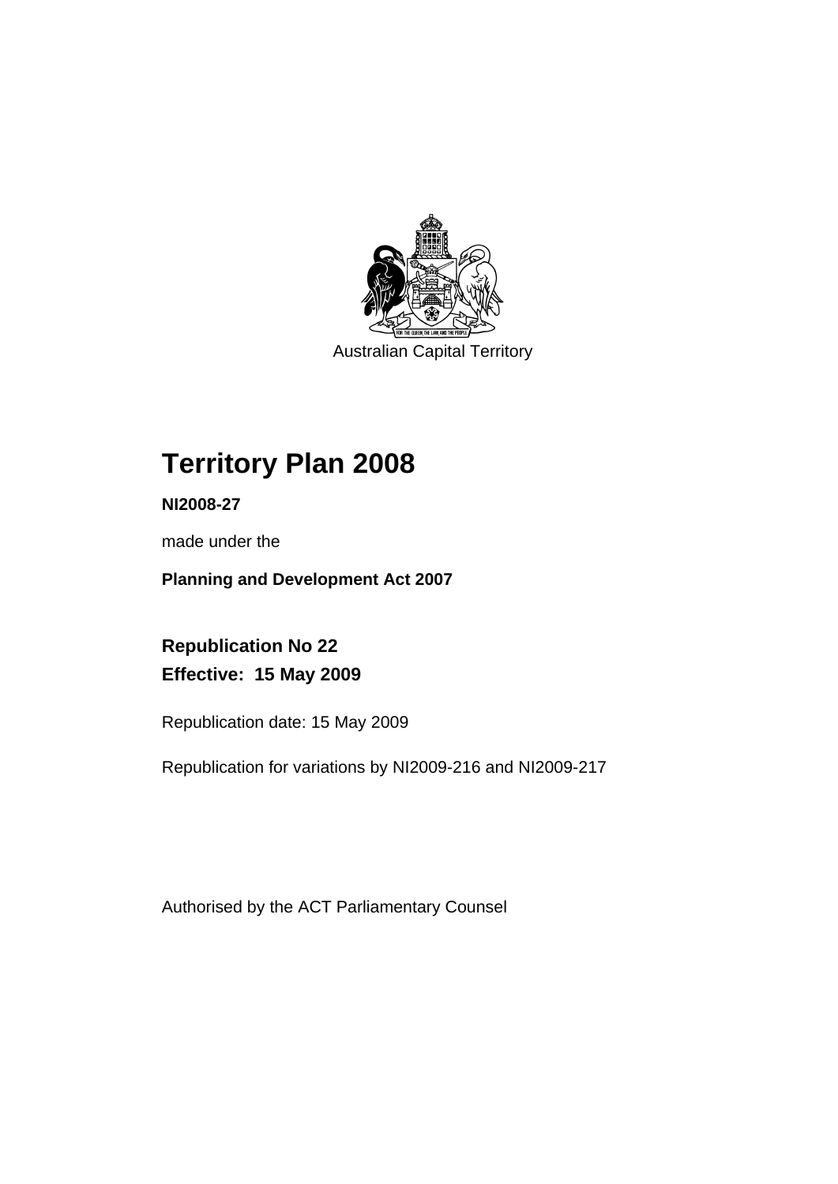Australian Capital Territory

# Territory Plan 2008

**NI2008-27**

made under the

**Planning and Development Act 2007**

**Republication No 22**
**Effective: 15 May 2009**

Republication date: 15 May 2009

Republication for variations by NI2009-216 and NI2009-217

Authorised by the ACT Parliamentary Counsel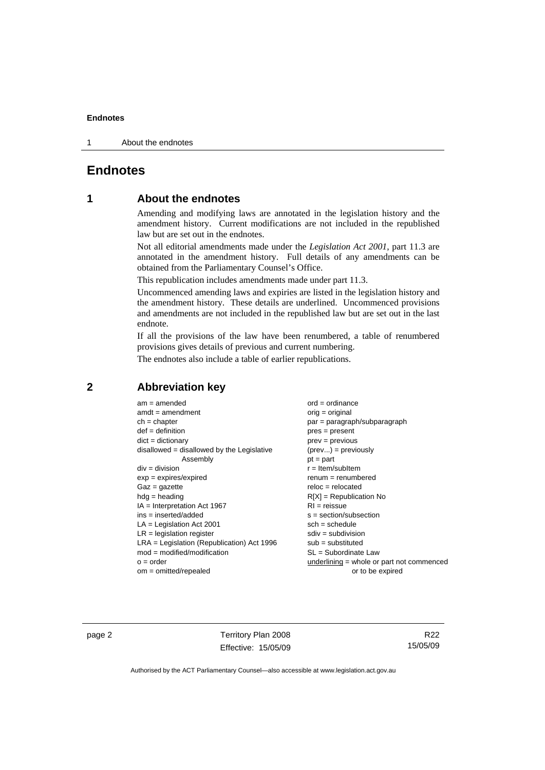# Endnotes

## 1 About the endnotes

Amending and modifying laws are annotated in the legislation history and the amendment history. Current modifications are not included in the republished law but are set out in the endnotes.

Not all editorial amendments made under the *Legislation Act 2001*, part 11.3 are annotated in the amendment history. Full details of any amendments can be obtained from the Parliamentary Counsel's Office.

This republication includes amendments made under part 11.3.

Uncommenced amending laws and expiries are listed in the legislation history and the amendment history. These details are underlined. Uncommenced provisions and amendments are not included in the republished law but are set out in the last endnote.

If all the provisions of the law have been renumbered, a table of renumbered provisions gives details of previous and current numbering.

The endnotes also include a table of earlier republications.

## 2 Abbreviation key

am = amended
amdt = amendment
ch = chapter
def = definition
dict = dictionary
disallowed = disallowed by the Legislative Assembly
div = division
exp = expires/expired
Gaz = gazette
hdg = heading
IA = Interpretation Act 1967
ins = inserted/added
LA = Legislation Act 2001
LR = legislation register
LRA = Legislation (Republication) Act 1996
mod = modified/modification
o = order
om = omitted/repealed
ord = ordinance
orig = original
par = paragraph/subparagraph
pres = present
prev = previous
(prev...) = previously
pt = part
r = Item/subItem
renum = renumbered
reloc = relocated
R[X] = Republication No
RI = reissue
s = section/subsection
sch = schedule
sdiv = subdivision
sub = substituted
SL = Subordinate Law
underlining = whole or part not commenced or to be expired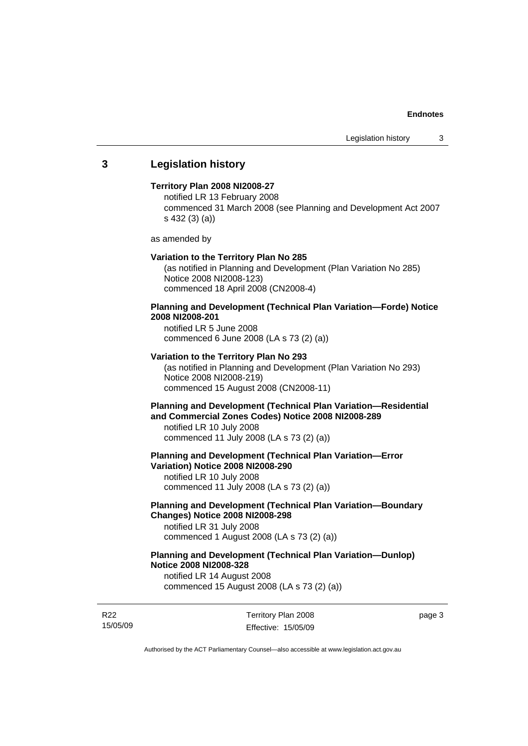## 3 Legislation history

**Territory Plan 2008 NI2008-27**

notified LR 13 February 2008
commenced 31 March 2008 (see Planning and Development Act 2007 s 432 (3) (a))

as amended by

**Variation to the Territory Plan No 285**

(as notified in Planning and Development (Plan Variation No 285) Notice 2008 NI2008-123)
commenced 18 April 2008 (CN2008-4)

**Planning and Development (Technical Plan Variation—Forde) Notice 2008 NI2008-201**

notified LR 5 June 2008
commenced 6 June 2008 (LA s 73 (2) (a))

**Variation to the Territory Plan No 293**

(as notified in Planning and Development (Plan Variation No 293) Notice 2008 NI2008-219)
commenced 15 August 2008 (CN2008-11)

**Planning and Development (Technical Plan Variation—Residential and Commercial Zones Codes) Notice 2008 NI2008-289**

notified LR 10 July 2008
commenced 11 July 2008 (LA s 73 (2) (a))

**Planning and Development (Technical Plan Variation—Error Variation) Notice 2008 NI2008-290**

notified LR 10 July 2008
commenced 11 July 2008 (LA s 73 (2) (a))

**Planning and Development (Technical Plan Variation—Boundary Changes) Notice 2008 NI2008-298**

notified LR 31 July 2008
commenced 1 August 2008 (LA s 73 (2) (a))

**Planning and Development (Technical Plan Variation—Dunlop) Notice 2008 NI2008-328**

notified LR 14 August 2008
commenced 15 August 2008 (LA s 73 (2) (a))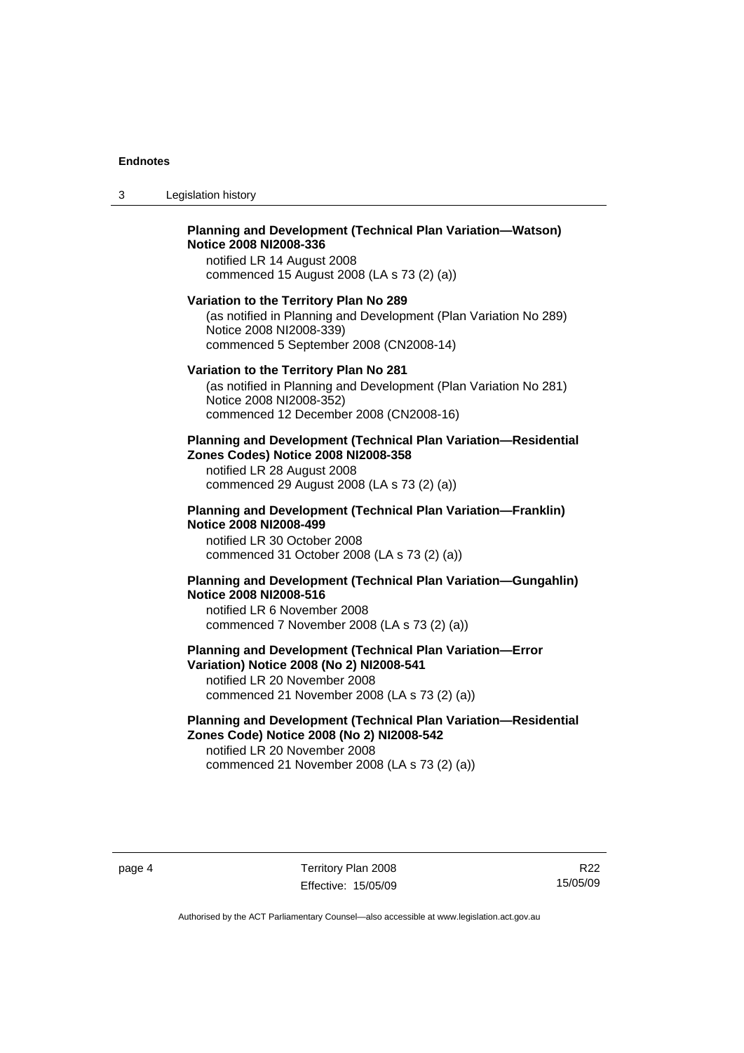**Planning and Development (Technical Plan Variation—Watson) Notice 2008 NI2008-336**

notified LR 14 August 2008
commenced 15 August 2008 (LA s 73 (2) (a))

**Variation to the Territory Plan No 289**

(as notified in Planning and Development (Plan Variation No 289) Notice 2008 NI2008-339)
commenced 5 September 2008 (CN2008-14)

**Variation to the Territory Plan No 281**

(as notified in Planning and Development (Plan Variation No 281) Notice 2008 NI2008-352)
commenced 12 December 2008 (CN2008-16)

**Planning and Development (Technical Plan Variation—Residential Zones Codes) Notice 2008 NI2008-358**

notified LR 28 August 2008
commenced 29 August 2008 (LA s 73 (2) (a))

**Planning and Development (Technical Plan Variation—Franklin) Notice 2008 NI2008-499**

notified LR 30 October 2008
commenced 31 October 2008 (LA s 73 (2) (a))

**Planning and Development (Technical Plan Variation—Gungahlin) Notice 2008 NI2008-516**

notified LR 6 November 2008
commenced 7 November 2008 (LA s 73 (2) (a))

**Planning and Development (Technical Plan Variation—Error Variation) Notice 2008 (No 2) NI2008-541**

notified LR 20 November 2008
commenced 21 November 2008 (LA s 73 (2) (a))

**Planning and Development (Technical Plan Variation—Residential Zones Code) Notice 2008 (No 2) NI2008-542**

notified LR 20 November 2008
commenced 21 November 2008 (LA s 73 (2) (a))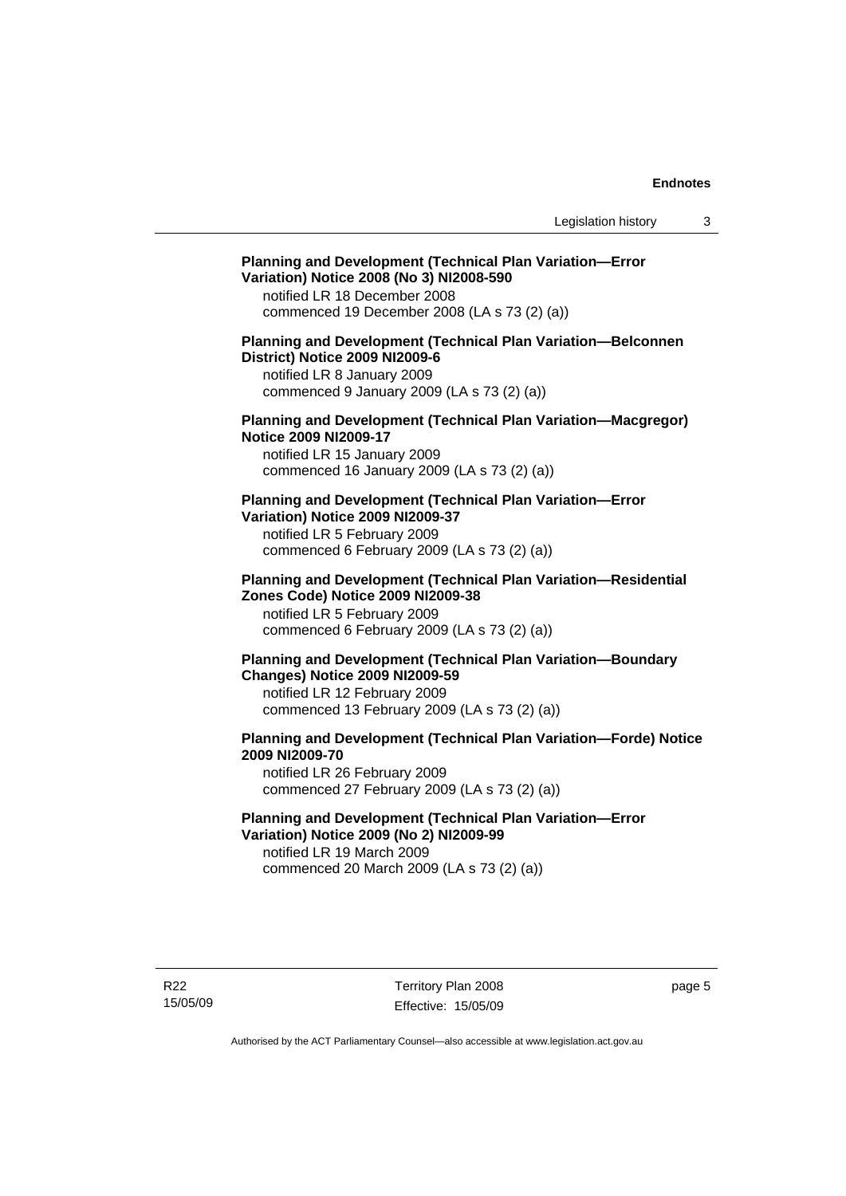**Planning and Development (Technical Plan Variation—Error Variation) Notice 2008 (No 3) NI2008-590**

notified LR 18 December 2008
commenced 19 December 2008 (LA s 73 (2) (a))

**Planning and Development (Technical Plan Variation—Belconnen District) Notice 2009 NI2009-6**

notified LR 8 January 2009
commenced 9 January 2009 (LA s 73 (2) (a))

**Planning and Development (Technical Plan Variation—Macgregor) Notice 2009 NI2009-17**

notified LR 15 January 2009
commenced 16 January 2009 (LA s 73 (2) (a))

**Planning and Development (Technical Plan Variation—Error Variation) Notice 2009 NI2009-37**

notified LR 5 February 2009
commenced 6 February 2009 (LA s 73 (2) (a))

**Planning and Development (Technical Plan Variation—Residential Zones Code) Notice 2009 NI2009-38**

notified LR 5 February 2009
commenced 6 February 2009 (LA s 73 (2) (a))

**Planning and Development (Technical Plan Variation—Boundary Changes) Notice 2009 NI2009-59**

notified LR 12 February 2009
commenced 13 February 2009 (LA s 73 (2) (a))

**Planning and Development (Technical Plan Variation—Forde) Notice 2009 NI2009-70**

notified LR 26 February 2009
commenced 27 February 2009 (LA s 73 (2) (a))

**Planning and Development (Technical Plan Variation—Error Variation) Notice 2009 (No 2) NI2009-99**

notified LR 19 March 2009
commenced 20 March 2009 (LA s 73 (2) (a))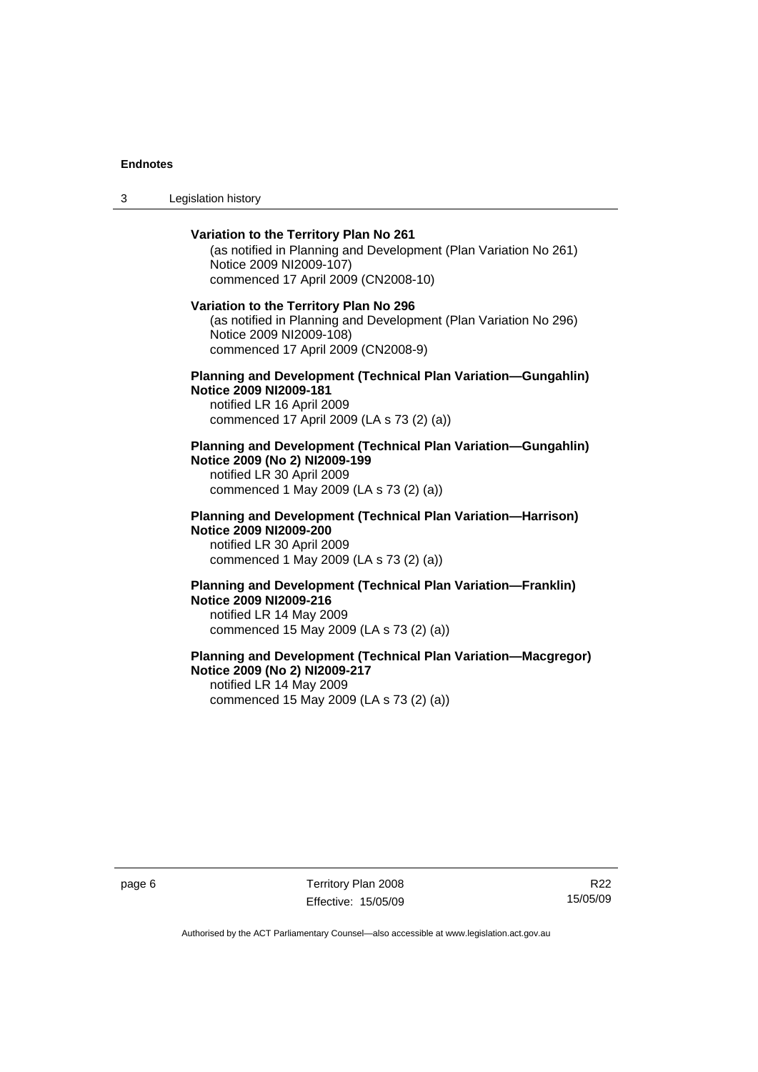**Variation to the Territory Plan No 261**

(as notified in Planning and Development (Plan Variation No 261) Notice 2009 NI2009-107)
commenced 17 April 2009 (CN2008-10)

**Variation to the Territory Plan No 296**

(as notified in Planning and Development (Plan Variation No 296) Notice 2009 NI2009-108)
commenced 17 April 2009 (CN2008-9)

**Planning and Development (Technical Plan Variation—Gungahlin) Notice 2009 NI2009-181**

notified LR 16 April 2009
commenced 17 April 2009 (LA s 73 (2) (a))

**Planning and Development (Technical Plan Variation—Gungahlin) Notice 2009 (No 2) NI2009-199**

notified LR 30 April 2009
commenced 1 May 2009 (LA s 73 (2) (a))

**Planning and Development (Technical Plan Variation—Harrison) Notice 2009 NI2009-200**

notified LR 30 April 2009
commenced 1 May 2009 (LA s 73 (2) (a))

**Planning and Development (Technical Plan Variation—Franklin) Notice 2009 NI2009-216**

notified LR 14 May 2009
commenced 15 May 2009 (LA s 73 (2) (a))

**Planning and Development (Technical Plan Variation—Macgregor) Notice 2009 (No 2) NI2009-217**

notified LR 14 May 2009
commenced 15 May 2009 (LA s 73 (2) (a))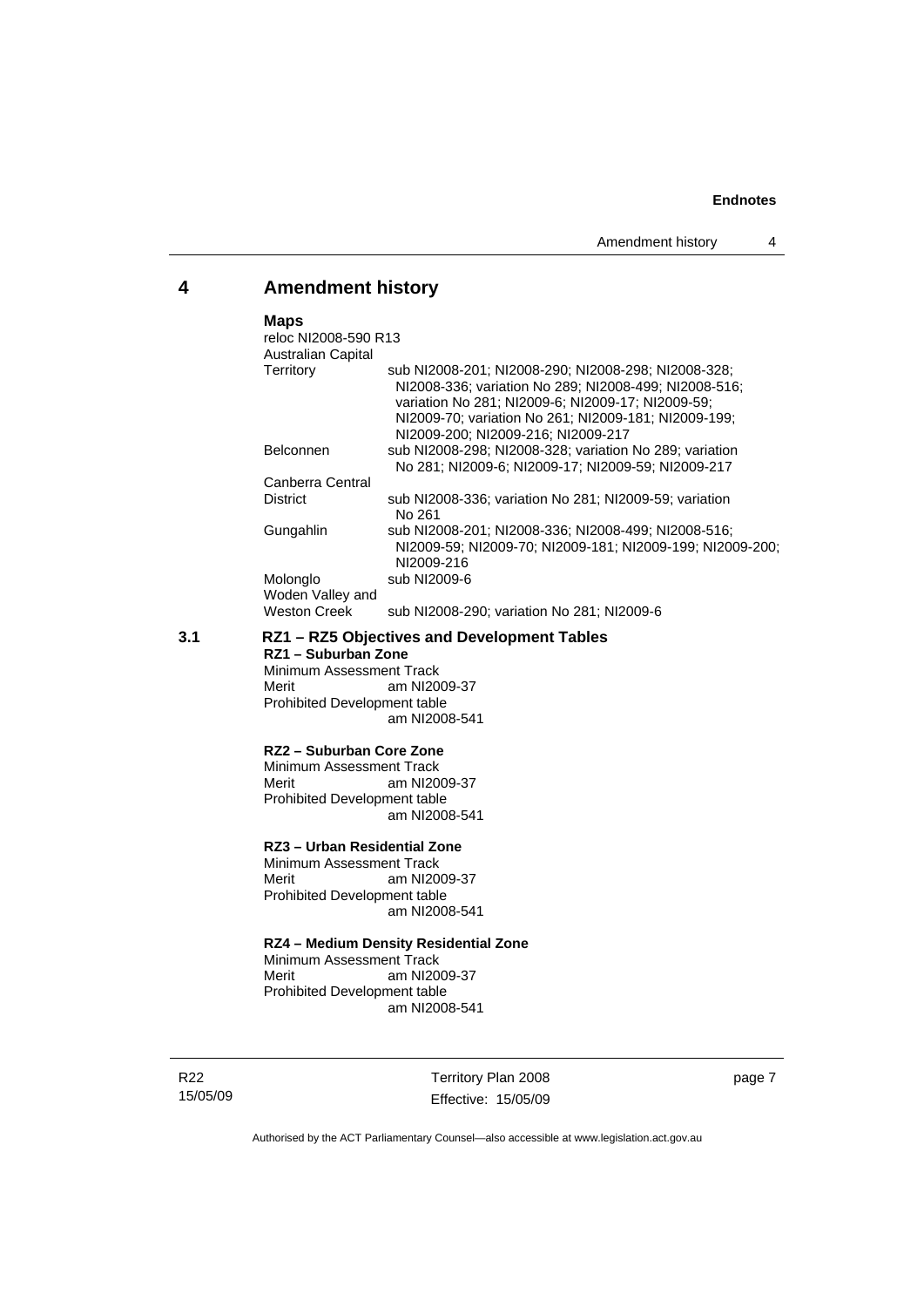## 4 Amendment history

**Maps**

reloc NI2008-590 R13

| | |
|---|---|
| Australian Capital Territory | sub NI2008-201; NI2008-290; NI2008-298; NI2008-328; NI2008-336; variation No 289; NI2008-499; NI2008-516; variation No 281; NI2009-6; NI2009-17; NI2009-59; NI2009-70; variation No 261; NI2009-181; NI2009-199; NI2009-200; NI2009-216; NI2009-217 |
| Belconnen | sub NI2008-298; NI2008-328; variation No 289; variation No 281; NI2009-6; NI2009-17; NI2009-59; NI2009-217 |
| Canberra Central District | sub NI2008-336; variation No 281; NI2009-59; variation No 261 |
| Gungahlin | sub NI2008-201; NI2008-336; NI2008-499; NI2008-516; NI2009-59; NI2009-70; NI2009-181; NI2009-199; NI2009-200; NI2009-216 |
| Molonglo | sub NI2009-6 |
| Woden Valley and Weston Creek | sub NI2008-290; variation No 281; NI2009-6 |

### 3.1 RZ1 – RZ5 Objectives and Development Tables

**RZ1 – Suburban Zone**

Minimum Assessment Track
Merit am NI2009-37
Prohibited Development table
am NI2008-541

**RZ2 – Suburban Core Zone**

Minimum Assessment Track
Merit am NI2009-37
Prohibited Development table
am NI2008-541

**RZ3 – Urban Residential Zone**

Minimum Assessment Track
Merit am NI2009-37
Prohibited Development table
am NI2008-541

**RZ4 – Medium Density Residential Zone**

Minimum Assessment Track
Merit am NI2009-37
Prohibited Development table
am NI2008-541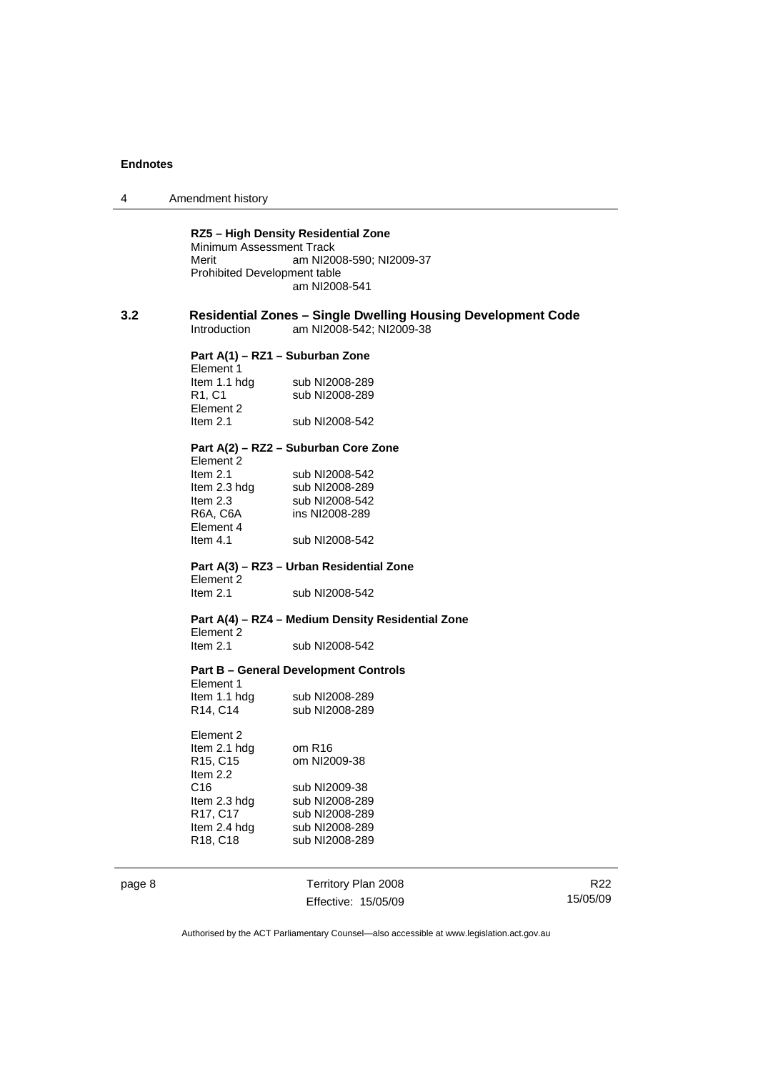**RZ5 – High Density Residential Zone**

Minimum Assessment Track

Merit am NI2008-590; NI2009-37

Prohibited Development table am NI2008-541

## 3.2 Residential Zones – Single Dwelling Housing Development Code

Introduction am NI2008-542; NI2009-38

**Part A(1) – RZ1 – Suburban Zone**

Element 1

| | |
|---|---|
| Item 1.1 hdg | sub NI2008-289 |
| R1, C1 | sub NI2008-289 |

Element 2

| | |
|---|---|
| Item 2.1 | sub NI2008-542 |

**Part A(2) – RZ2 – Suburban Core Zone**

Element 2

| | |
|---|---|
| Item 2.1 | sub NI2008-542 |
| Item 2.3 hdg | sub NI2008-289 |
| Item 2.3 | sub NI2008-542 |
| R6A, C6A | ins NI2008-289 |

Element 4

| | |
|---|---|
| Item 4.1 | sub NI2008-542 |

**Part A(3) – RZ3 – Urban Residential Zone**

Element 2

| | |
|---|---|
| Item 2.1 | sub NI2008-542 |

**Part A(4) – RZ4 – Medium Density Residential Zone**

Element 2

| | |
|---|---|
| Item 2.1 | sub NI2008-542 |

**Part B – General Development Controls**

Element 1

| | |
|---|---|
| Item 1.1 hdg | sub NI2008-289 |
| R14, C14 | sub NI2008-289 |

Element 2

| | |
|---|---|
| Item 2.1 hdg | om R16 |
| R15, C15 | om NI2009-38 |
| Item 2.2 | |
| C16 | sub NI2009-38 |
| Item 2.3 hdg | sub NI2008-289 |
| R17, C17 | sub NI2008-289 |
| Item 2.4 hdg | sub NI2008-289 |
| R18, C18 | sub NI2008-289 |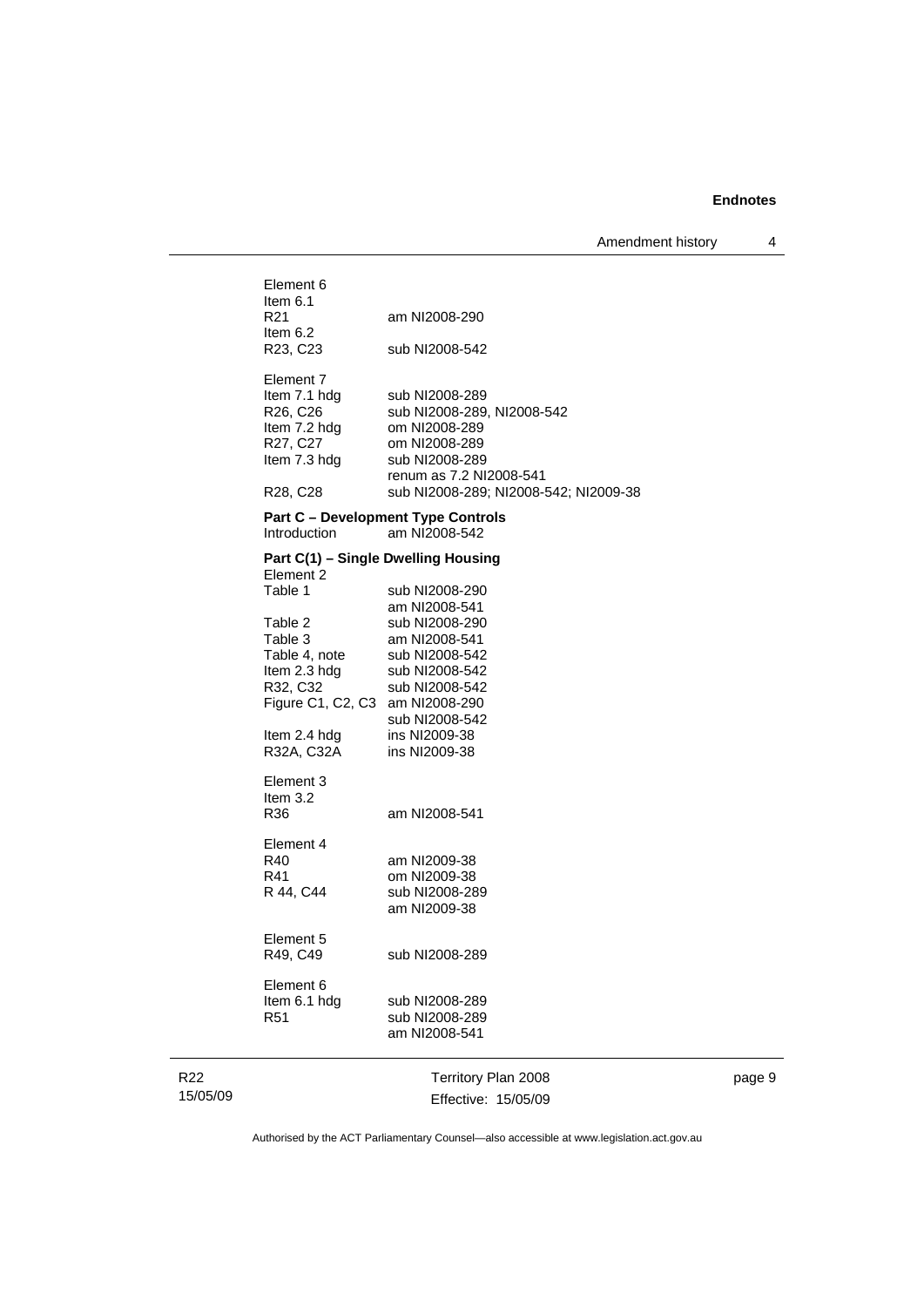Element 6
Item 6.1
R21 am NI2008-290
Item 6.2
R23, C23 sub NI2008-542

Element 7
Item 7.1 hdg sub NI2008-289
R26, C26 sub NI2008-289, NI2008-542
Item 7.2 hdg om NI2008-289
R27, C27 om NI2008-289
Item 7.3 hdg sub NI2008-289
renum as 7.2 NI2008-541
R28, C28 sub NI2008-289; NI2008-542; NI2009-38

**Part C – Development Type Controls**
Introduction am NI2008-542

**Part C(1) – Single Dwelling Housing**
Element 2
Table 1 sub NI2008-290
am NI2008-541
Table 2 sub NI2008-290
Table 3 am NI2008-541
Table 4, note sub NI2008-542
Item 2.3 hdg sub NI2008-542
R32, C32 sub NI2008-542
Figure C1, C2, C3 am NI2008-290
sub NI2008-542
Item 2.4 hdg ins NI2009-38
R32A, C32A ins NI2009-38

Element 3
Item 3.2
R36 am NI2008-541

Element 4
R40 am NI2009-38
R41 om NI2009-38
R 44, C44 sub NI2008-289
am NI2009-38

Element 5
R49, C49 sub NI2008-289

Element 6
Item 6.1 hdg sub NI2008-289
R51 sub NI2008-289
am NI2008-541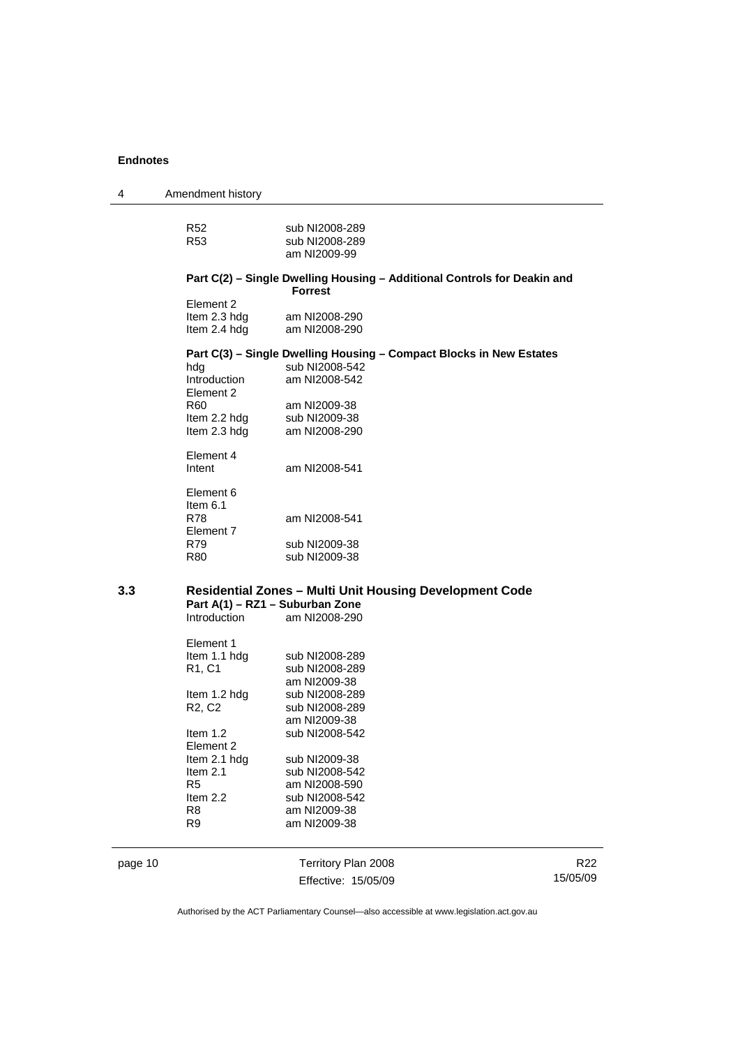| | |
|---|---|
| R52 | sub NI2008-289 |
| R53 | sub NI2008-289 |
| | am NI2009-99 |

**Part C(2) – Single Dwelling Housing – Additional Controls for Deakin and Forrest**

| | |
|---|---|
| Element 2 | |
| Item 2.3 hdg | am NI2008-290 |
| Item 2.4 hdg | am NI2008-290 |

**Part C(3) – Single Dwelling Housing – Compact Blocks in New Estates**

| | |
|---|---|
| hdg | sub NI2008-542 |
| Introduction | am NI2008-542 |
| Element 2 | |
| R60 | am NI2009-38 |
| Item 2.2 hdg | sub NI2009-38 |
| Item 2.3 hdg | am NI2008-290 |
| | |
| Element 4 | |
| Intent | am NI2008-541 |
| | |
| Element 6 | |
| Item 6.1 | |
| R78 | am NI2008-541 |
| Element 7 | |
| R79 | sub NI2009-38 |
| R80 | sub NI2009-38 |

## 3.3 Residential Zones – Multi Unit Housing Development Code

**Part A(1) – RZ1 – Suburban Zone**

| | |
|---|---|
| Introduction | am NI2008-290 |
| | |
| Element 1 | |
| Item 1.1 hdg | sub NI2008-289 |
| R1, C1 | sub NI2008-289 |
| | am NI2009-38 |
| Item 1.2 hdg | sub NI2008-289 |
| R2, C2 | sub NI2008-289 |
| | am NI2009-38 |
| Item 1.2 | sub NI2008-542 |
| Element 2 | |
| Item 2.1 hdg | sub NI2009-38 |
| Item 2.1 | sub NI2008-542 |
| R5 | am NI2008-590 |
| Item 2.2 | sub NI2008-542 |
| R8 | am NI2009-38 |
| R9 | am NI2009-38 |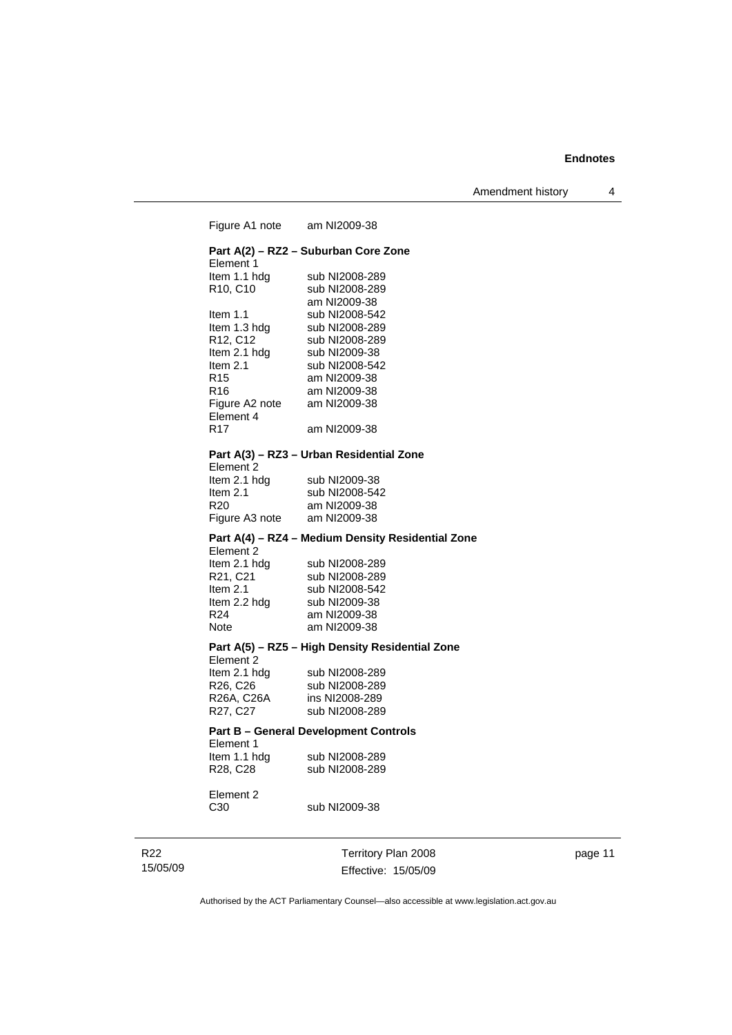Figure A1 note am NI2009-38

**Part A(2) – RZ2 – Suburban Core Zone**

Element 1

| | |
|---|---|
| Item 1.1 hdg | sub NI2008-289 |
| R10, C10 | sub NI2008-289<br>am NI2009-38 |
| Item 1.1 | sub NI2008-542 |
| Item 1.3 hdg | sub NI2008-289 |
| R12, C12 | sub NI2008-289 |
| Item 2.1 hdg | sub NI2009-38 |
| Item 2.1 | sub NI2008-542 |
| R15 | am NI2009-38 |
| R16 | am NI2009-38 |
| Figure A2 note | am NI2009-38 |
| Element 4 | |
| R17 | am NI2009-38 |

**Part A(3) – RZ3 – Urban Residential Zone**

Element 2

| | |
|---|---|
| Item 2.1 hdg | sub NI2009-38 |
| Item 2.1 | sub NI2008-542 |
| R20 | am NI2009-38 |
| Figure A3 note | am NI2009-38 |

**Part A(4) – RZ4 – Medium Density Residential Zone**

Element 2

| | |
|---|---|
| Item 2.1 hdg | sub NI2008-289 |
| R21, C21 | sub NI2008-289 |
| Item 2.1 | sub NI2008-542 |
| Item 2.2 hdg | sub NI2009-38 |
| R24 | am NI2009-38 |
| Note | am NI2009-38 |

**Part A(5) – RZ5 – High Density Residential Zone**

Element 2

| | |
|---|---|
| Item 2.1 hdg | sub NI2008-289 |
| R26, C26 | sub NI2008-289 |
| R26A, C26A | ins NI2008-289 |
| R27, C27 | sub NI2008-289 |

**Part B – General Development Controls**

Element 1

| | |
|---|---|
| Item 1.1 hdg | sub NI2008-289 |
| R28, C28 | sub NI2008-289 |

Element 2

| | |
|---|---|
| C30 | sub NI2009-38 |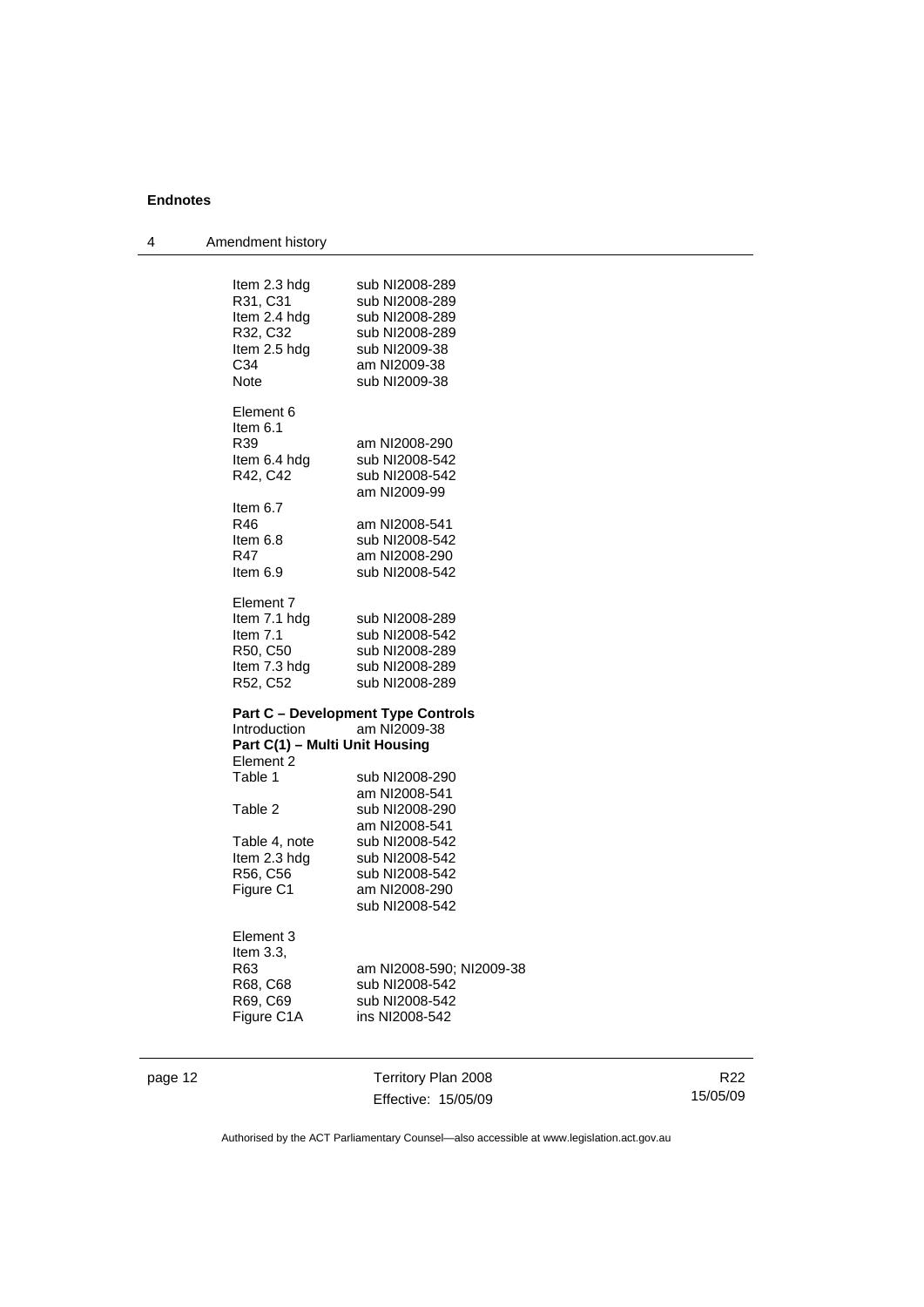Item 2.3 hdg sub NI2008-289
R31, C31 sub NI2008-289
Item 2.4 hdg sub NI2008-289
R32, C32 sub NI2008-289
Item 2.5 hdg sub NI2009-38
C34 am NI2009-38
Note sub NI2009-38

Element 6
Item 6.1
R39 am NI2008-290
Item 6.4 hdg sub NI2008-542
R42, C42 sub NI2008-542
am NI2009-99
Item 6.7
R46 am NI2008-541
Item 6.8 sub NI2008-542
R47 am NI2008-290
Item 6.9 sub NI2008-542

Element 7
Item 7.1 hdg sub NI2008-289
Item 7.1 sub NI2008-542
R50, C50 sub NI2008-289
Item 7.3 hdg sub NI2008-289
R52, C52 sub NI2008-289

**Part C – Development Type Controls**
Introduction am NI2009-38
**Part C(1) – Multi Unit Housing**
Element 2
Table 1 sub NI2008-290
am NI2008-541
Table 2 sub NI2008-290
am NI2008-541
Table 4, note sub NI2008-542
Item 2.3 hdg sub NI2008-542
R56, C56 sub NI2008-542
Figure C1 am NI2008-290
sub NI2008-542

Element 3
Item 3.3,
R63 am NI2008-590; NI2009-38
R68, C68 sub NI2008-542
R69, C69 sub NI2008-542
Figure C1A ins NI2008-542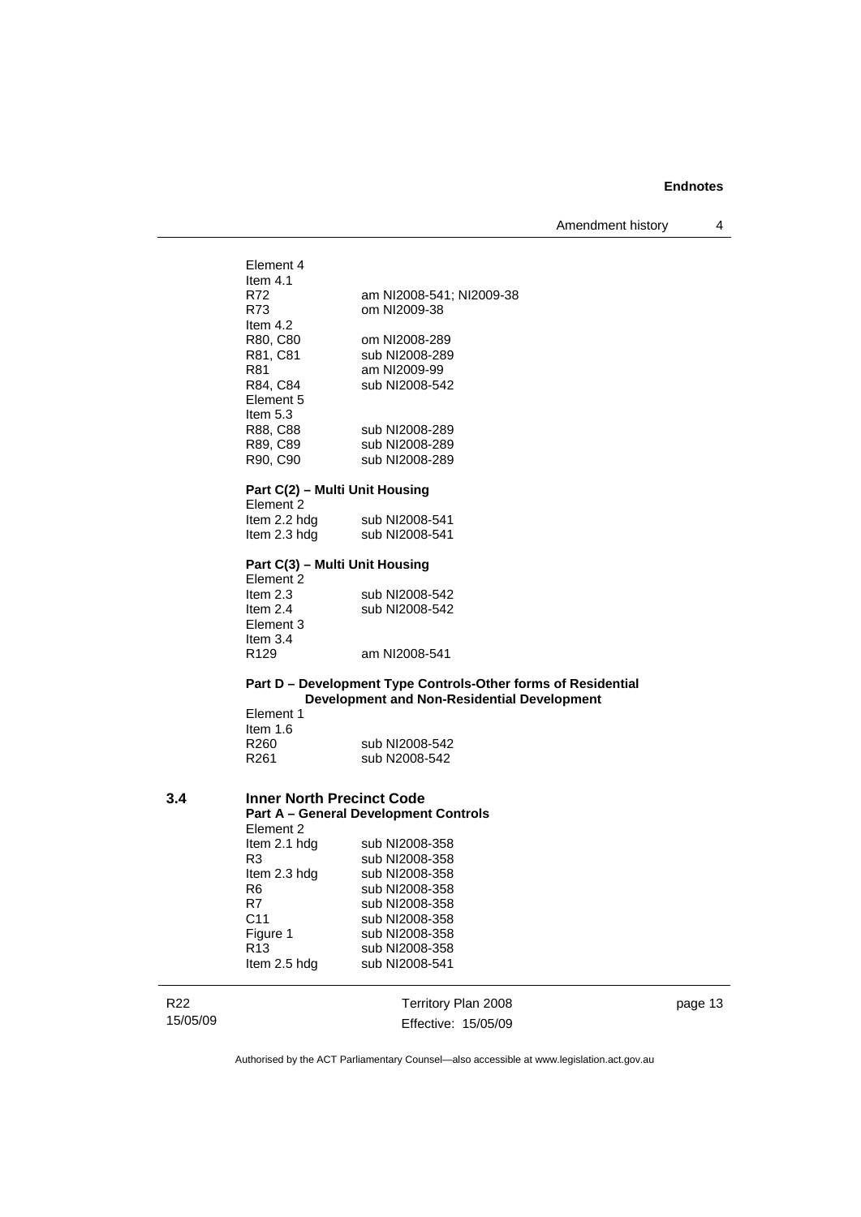Element 4

Item 4.1

| | |
|---|---|
| R72 | am NI2008-541; NI2009-38 |
| R73 | om NI2009-38 |

Item 4.2

| | |
|---|---|
| R80, C80 | om NI2008-289 |
| R81, C81 | sub NI2008-289 |
| R81 | am NI2009-99 |
| R84, C84 | sub NI2008-542 |

Element 5

Item 5.3

| | |
|---|---|
| R88, C88 | sub NI2008-289 |
| R89, C89 | sub NI2008-289 |
| R90, C90 | sub NI2008-289 |

**Part C(2) – Multi Unit Housing**

Element 2

| | |
|---|---|
| Item 2.2 hdg | sub NI2008-541 |
| Item 2.3 hdg | sub NI2008-541 |

**Part C(3) – Multi Unit Housing**

Element 2

| | |
|---|---|
| Item 2.3 | sub NI2008-542 |
| Item 2.4 | sub NI2008-542 |

Element 3

Item 3.4

| | |
|---|---|
| R129 | am NI2008-541 |

**Part D – Development Type Controls-Other forms of Residential Development and Non-Residential Development**

Element 1

Item 1.6

| | |
|---|---|
| R260 | sub NI2008-542 |
| R261 | sub N2008-542 |

## 3.4 Inner North Precinct Code

**Part A – General Development Controls**

Element 2

| | |
|---|---|
| Item 2.1 hdg | sub NI2008-358 |
| R3 | sub NI2008-358 |
| Item 2.3 hdg | sub NI2008-358 |
| R6 | sub NI2008-358 |
| R7 | sub NI2008-358 |
| C11 | sub NI2008-358 |
| Figure 1 | sub NI2008-358 |
| R13 | sub NI2008-358 |
| Item 2.5 hdg | sub NI2008-541 |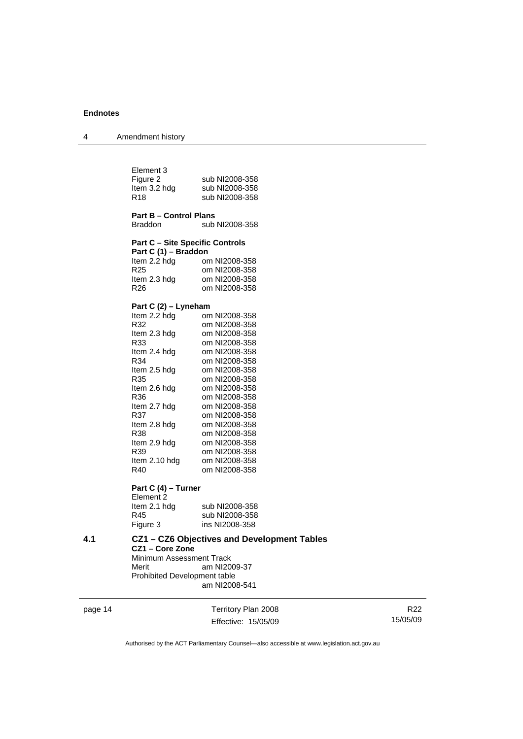Element 3

| | |
|---|---|
| Figure 2 | sub NI2008-358 |
| Item 3.2 hdg | sub NI2008-358 |
| R18 | sub NI2008-358 |

**Part B – Control Plans**

| | |
|---|---|
| Braddon | sub NI2008-358 |

**Part C – Site Specific Controls**

**Part C (1) – Braddon**

| | |
|---|---|
| Item 2.2 hdg | om NI2008-358 |
| R25 | om NI2008-358 |
| Item 2.3 hdg | om NI2008-358 |
| R26 | om NI2008-358 |

**Part C (2) – Lyneham**

| | |
|---|---|
| Item 2.2 hdg | om NI2008-358 |
| R32 | om NI2008-358 |
| Item 2.3 hdg | om NI2008-358 |
| R33 | om NI2008-358 |
| Item 2.4 hdg | om NI2008-358 |
| R34 | om NI2008-358 |
| Item 2.5 hdg | om NI2008-358 |
| R35 | om NI2008-358 |
| Item 2.6 hdg | om NI2008-358 |
| R36 | om NI2008-358 |
| Item 2.7 hdg | om NI2008-358 |
| R37 | om NI2008-358 |
| Item 2.8 hdg | om NI2008-358 |
| R38 | om NI2008-358 |
| Item 2.9 hdg | om NI2008-358 |
| R39 | om NI2008-358 |
| Item 2.10 hdg | om NI2008-358 |
| R40 | om NI2008-358 |

**Part C (4) – Turner**

Element 2

| | |
|---|---|
| Item 2.1 hdg | sub NI2008-358 |
| R45 | sub NI2008-358 |
| Figure 3 | ins NI2008-358 |

## 4.1 CZ1 – CZ6 Objectives and Development Tables

**CZ1 – Core Zone**

Minimum Assessment Track

| | |
|---|---|
| Merit | am NI2009-37 |

Prohibited Development table
am NI2008-541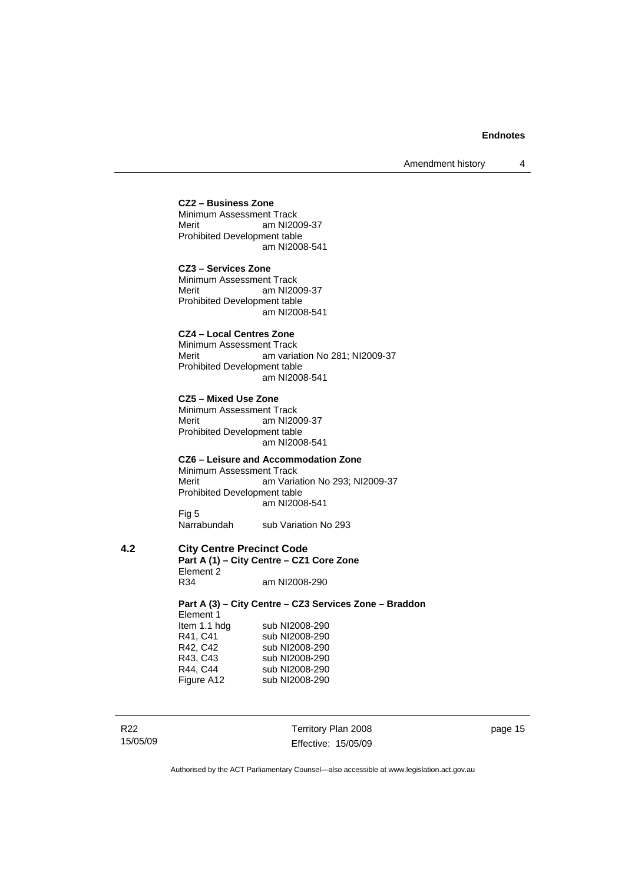**CZ2 – Business Zone**

Minimum Assessment Track

Merit am NI2009-37

Prohibited Development table

am NI2008-541

**CZ3 – Services Zone**

Minimum Assessment Track

Merit am NI2009-37

Prohibited Development table

am NI2008-541

**CZ4 – Local Centres Zone**

Minimum Assessment Track

Merit am variation No 281; NI2009-37

Prohibited Development table

am NI2008-541

**CZ5 – Mixed Use Zone**

Minimum Assessment Track

Merit am NI2009-37

Prohibited Development table

am NI2008-541

**CZ6 – Leisure and Accommodation Zone**

Minimum Assessment Track

Merit am Variation No 293; NI2009-37

Prohibited Development table

am NI2008-541

Fig 5

Narrabundah sub Variation No 293

## 4.2 City Centre Precinct Code

**Part A (1) – City Centre – CZ1 Core Zone**

Element 2

R34 am NI2008-290

**Part A (3) – City Centre – CZ3 Services Zone – Braddon**

Element 1

Item 1.1 hdg sub NI2008-290

R41, C41 sub NI2008-290

R42, C42 sub NI2008-290

R43, C43 sub NI2008-290

R44, C44 sub NI2008-290

Figure A12 sub NI2008-290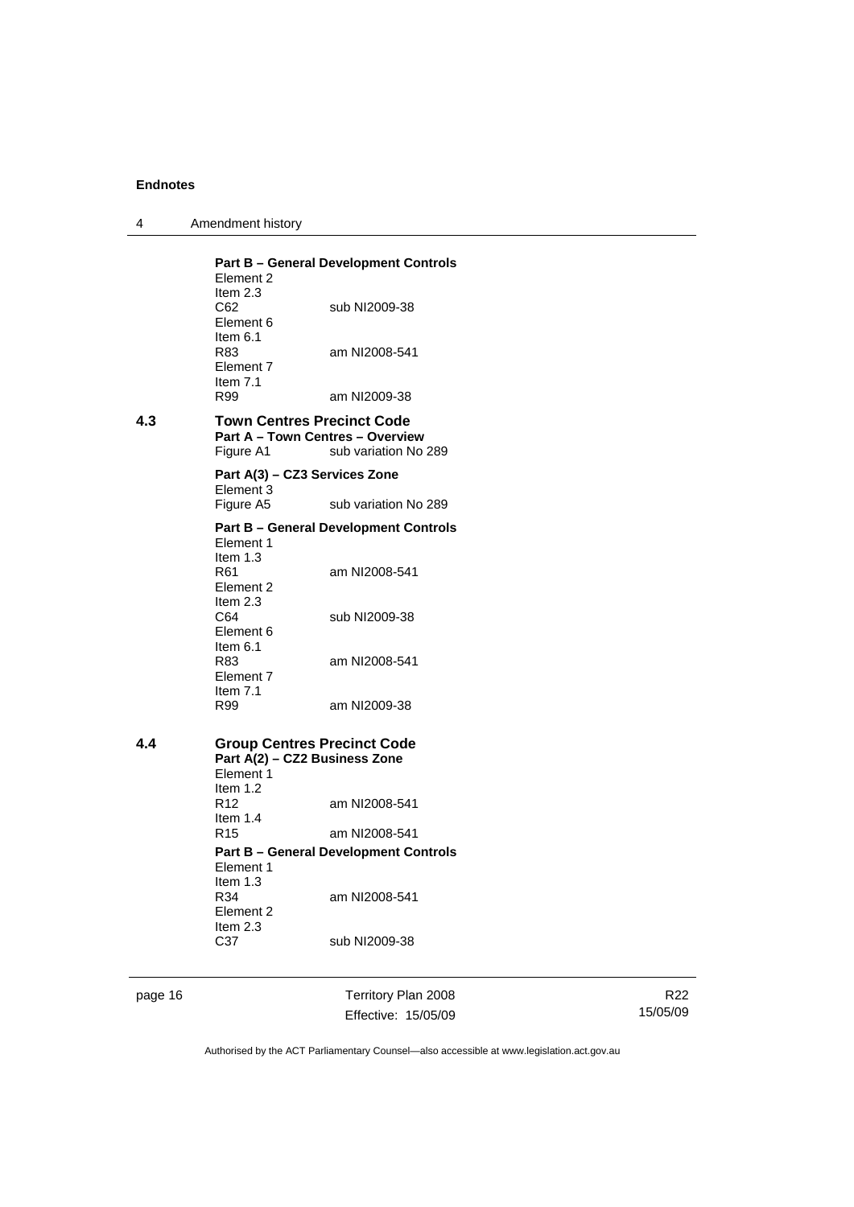**Part B – General Development Controls**

Element 2
Item 2.3
C62 sub NI2009-38
Element 6
Item 6.1
R83 am NI2008-541
Element 7
Item 7.1
R99 am NI2009-38

## 4.3 Town Centres Precinct Code

**Part A – Town Centres – Overview**

Figure A1 sub variation No 289

**Part A(3) – CZ3 Services Zone**

Element 3
Figure A5 sub variation No 289

**Part B – General Development Controls**

Element 1
Item 1.3
R61 am NI2008-541
Element 2
Item 2.3
C64 sub NI2009-38
Element 6
Item 6.1
R83 am NI2008-541
Element 7
Item 7.1
R99 am NI2009-38

## 4.4 Group Centres Precinct Code

**Part A(2) – CZ2 Business Zone**

Element 1
Item 1.2
R12 am NI2008-541
Item 1.4
R15 am NI2008-541

**Part B – General Development Controls**

Element 1
Item 1.3
R34 am NI2008-541
Element 2
Item 2.3
C37 sub NI2009-38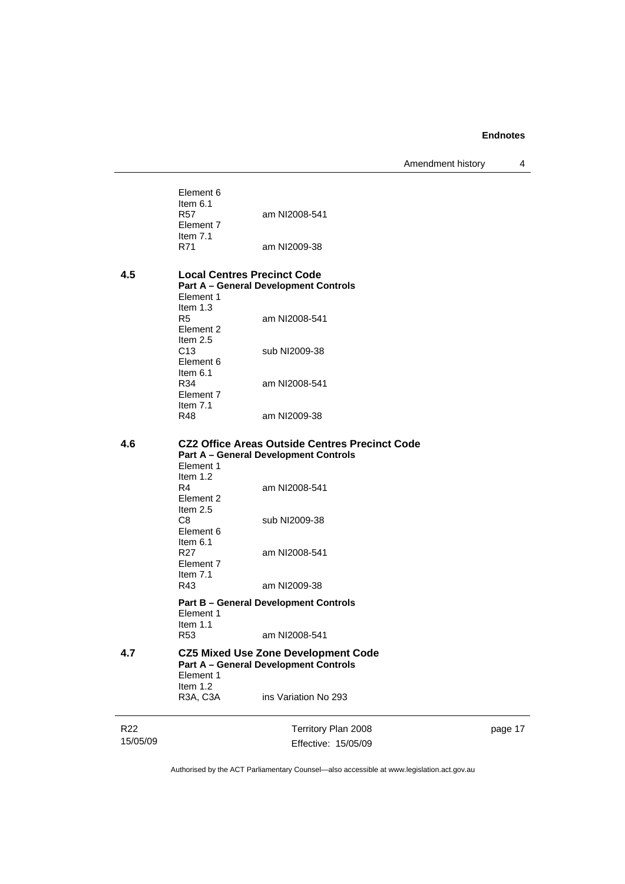Element 6
Item 6.1
R57 am NI2008-541
Element 7
Item 7.1
R71 am NI2009-38

**4.5 Local Centres Precinct Code**

**Part A – General Development Controls**

Element 1
Item 1.3
R5 am NI2008-541
Element 2
Item 2.5
C13 sub NI2009-38
Element 6
Item 6.1
R34 am NI2008-541
Element 7
Item 7.1
R48 am NI2009-38

**4.6 CZ2 Office Areas Outside Centres Precinct Code**

**Part A – General Development Controls**

Element 1
Item 1.2
R4 am NI2008-541
Element 2
Item 2.5
C8 sub NI2009-38
Element 6
Item 6.1
R27 am NI2008-541
Element 7
Item 7.1
R43 am NI2009-38

**Part B – General Development Controls**

Element 1
Item 1.1
R53 am NI2008-541

**4.7 CZ5 Mixed Use Zone Development Code**

**Part A – General Development Controls**

Element 1
Item 1.2
R3A, C3A ins Variation No 293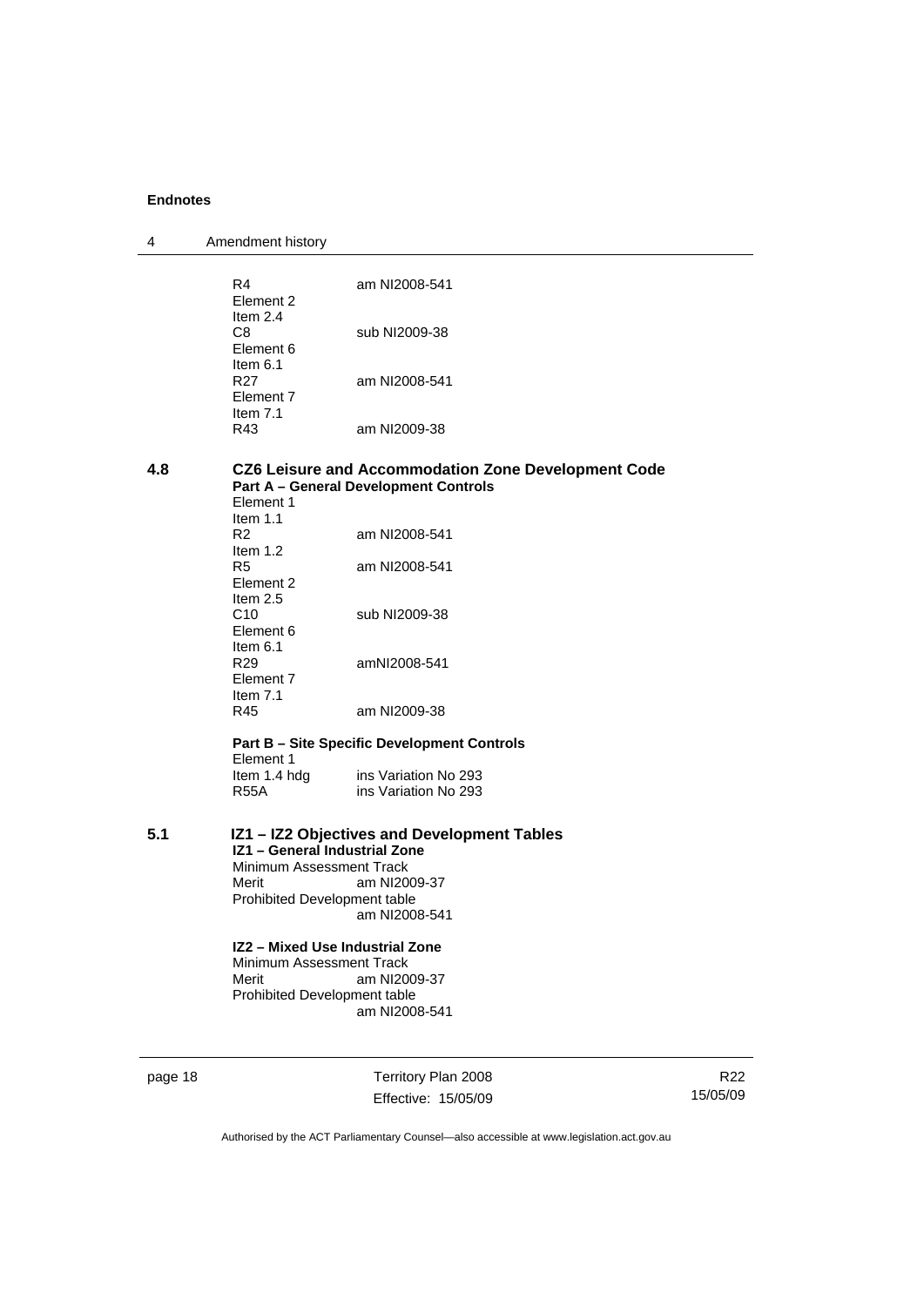R4 am NI2008-541
Element 2
Item 2.4
C8 sub NI2009-38
Element 6
Item 6.1
R27 am NI2008-541
Element 7
Item 7.1
R43 am NI2009-38

## 4.8 CZ6 Leisure and Accommodation Zone Development Code

**Part A – General Development Controls**

Element 1
Item 1.1
R2 am NI2008-541
Item 1.2
R5 am NI2008-541
Element 2
Item 2.5
C10 sub NI2009-38
Element 6
Item 6.1
R29 amNI2008-541
Element 7
Item 7.1
R45 am NI2009-38

**Part B – Site Specific Development Controls**

Element 1
Item 1.4 hdg ins Variation No 293
R55A ins Variation No 293

## 5.1 IZ1 – IZ2 Objectives and Development Tables

**IZ1 – General Industrial Zone**

Minimum Assessment Track
Merit am NI2009-37
Prohibited Development table
am NI2008-541

**IZ2 – Mixed Use Industrial Zone**

Minimum Assessment Track
Merit am NI2009-37
Prohibited Development table
am NI2008-541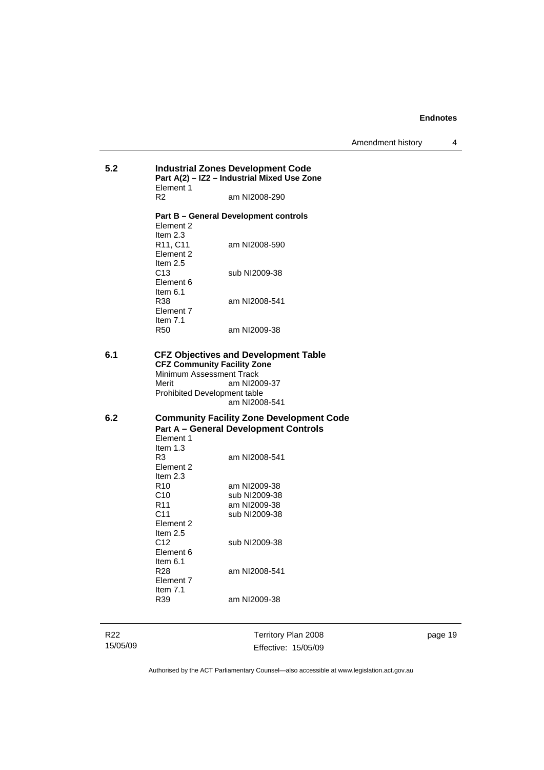**5.2 Industrial Zones Development Code**

**Part A(2) – IZ2 – Industrial Mixed Use Zone**

Element 1

R2 am NI2008-290

**Part B – General Development controls**

Element 2

Item 2.3

R11, C11 am NI2008-590

Element 2

Item 2.5

C13 sub NI2009-38

Element 6

Item 6.1

R38 am NI2008-541

Element 7

Item 7.1

R50 am NI2009-38

**6.1 CFZ Objectives and Development Table**

**CFZ Community Facility Zone**

Minimum Assessment Track

Merit am NI2009-37

Prohibited Development table

am NI2008-541

**6.2 Community Facility Zone Development Code**

**Part A – General Development Controls**

Element 1

Item 1.3

R3 am NI2008-541

Element 2

Item 2.3

R10 am NI2009-38

C10 sub NI2009-38

R11 am NI2009-38

C11 sub NI2009-38

Element 2

Item 2.5

C12 sub NI2009-38

Element 6

Item 6.1

R28 am NI2008-541

Element 7

Item 7.1

R39 am NI2009-38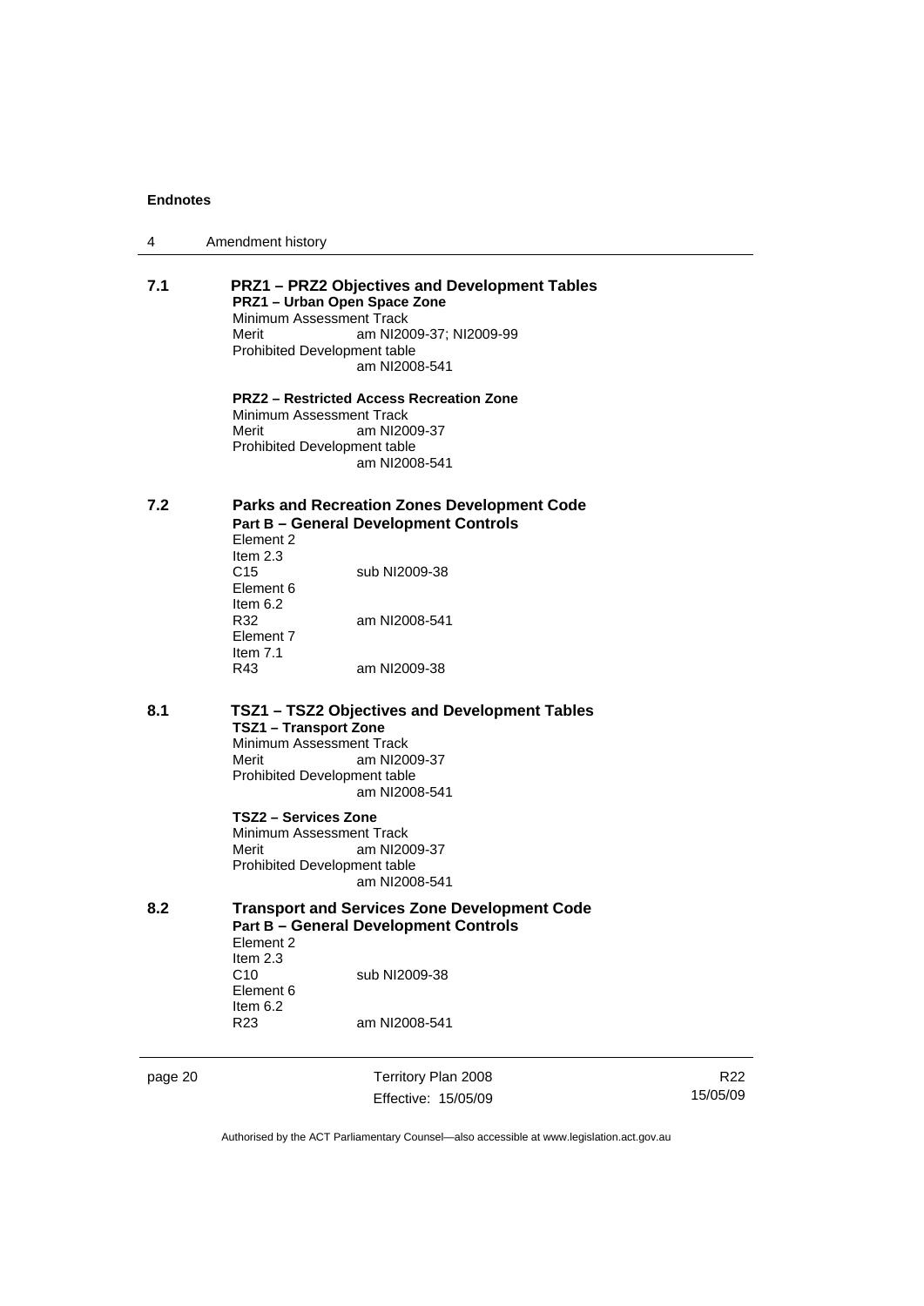**7.1 PRZ1 – PRZ2 Objectives and Development Tables**

**PRZ1 – Urban Open Space Zone**

Minimum Assessment Track
Merit am NI2009-37; NI2009-99
Prohibited Development table
am NI2008-541

**PRZ2 – Restricted Access Recreation Zone**

Minimum Assessment Track
Merit am NI2009-37
Prohibited Development table
am NI2008-541

**7.2 Parks and Recreation Zones Development Code**

**Part B – General Development Controls**

Element 2
Item 2.3
C15 sub NI2009-38
Element 6
Item 6.2
R32 am NI2008-541
Element 7
Item 7.1
R43 am NI2009-38

**8.1 TSZ1 – TSZ2 Objectives and Development Tables**

**TSZ1 – Transport Zone**

Minimum Assessment Track
Merit am NI2009-37
Prohibited Development table
am NI2008-541

**TSZ2 – Services Zone**

Minimum Assessment Track
Merit am NI2009-37
Prohibited Development table
am NI2008-541

**8.2 Transport and Services Zone Development Code**

**Part B – General Development Controls**

Element 2
Item 2.3
C10 sub NI2009-38
Element 6
Item 6.2
R23 am NI2008-541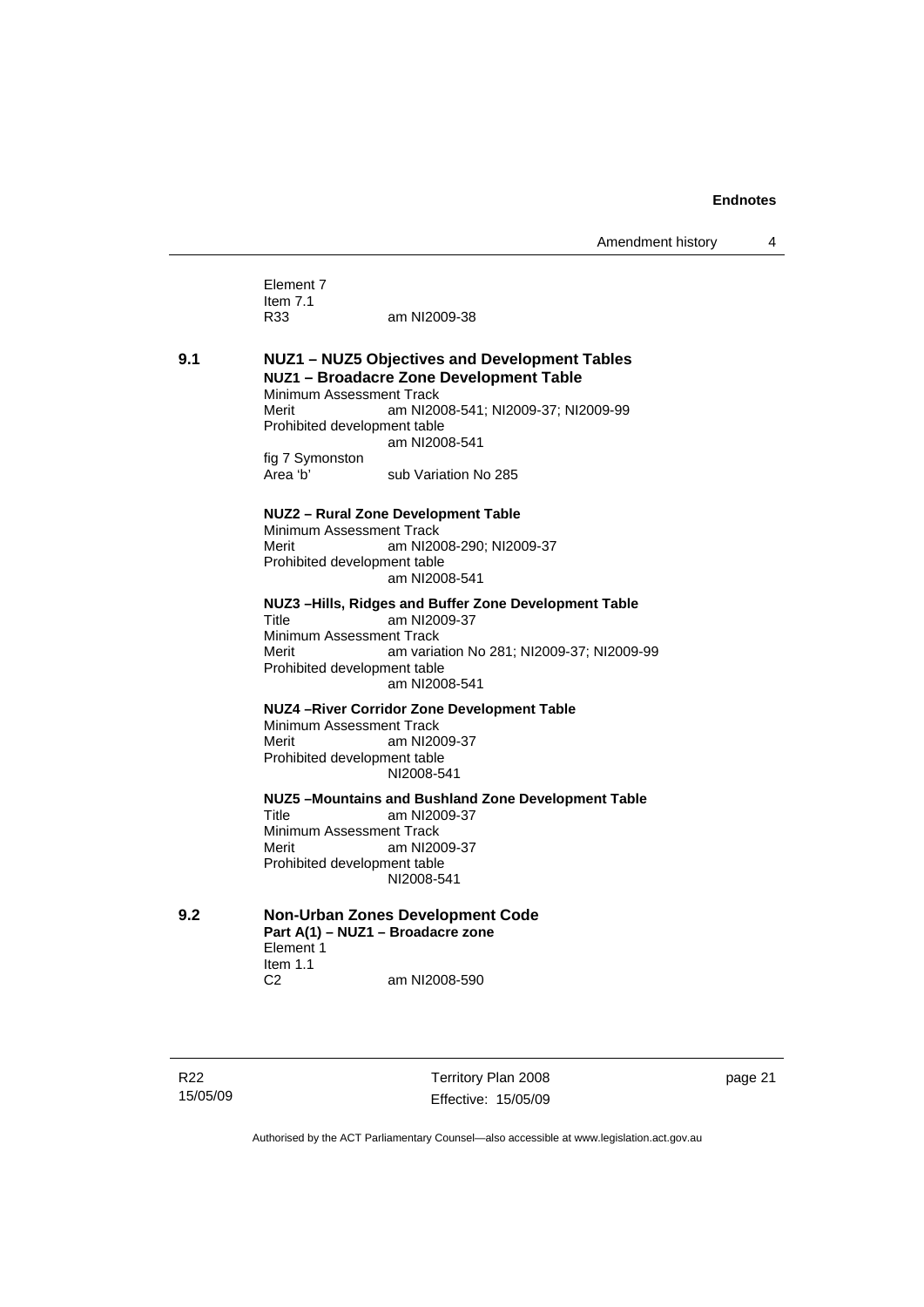Element 7
Item 7.1
R33 am NI2009-38

**9.1 NUZ1 – NUZ5 Objectives and Development Tables**

**NUZ1 – Broadacre Zone Development Table**

Minimum Assessment Track
Merit am NI2008-541; NI2009-37; NI2009-99
Prohibited development table
am NI2008-541
fig 7 Symonston
Area 'b' sub Variation No 285

**NUZ2 – Rural Zone Development Table**

Minimum Assessment Track
Merit am NI2008-290; NI2009-37
Prohibited development table
am NI2008-541

**NUZ3 –Hills, Ridges and Buffer Zone Development Table**

Title am NI2009-37
Minimum Assessment Track
Merit am variation No 281; NI2009-37; NI2009-99
Prohibited development table
am NI2008-541

**NUZ4 –River Corridor Zone Development Table**

Minimum Assessment Track
Merit am NI2009-37
Prohibited development table
NI2008-541

**NUZ5 –Mountains and Bushland Zone Development Table**

Title am NI2009-37
Minimum Assessment Track
Merit am NI2009-37
Prohibited development table
NI2008-541

**9.2 Non-Urban Zones Development Code**

**Part A(1) – NUZ1 – Broadacre zone**

Element 1
Item 1.1
C2 am NI2008-590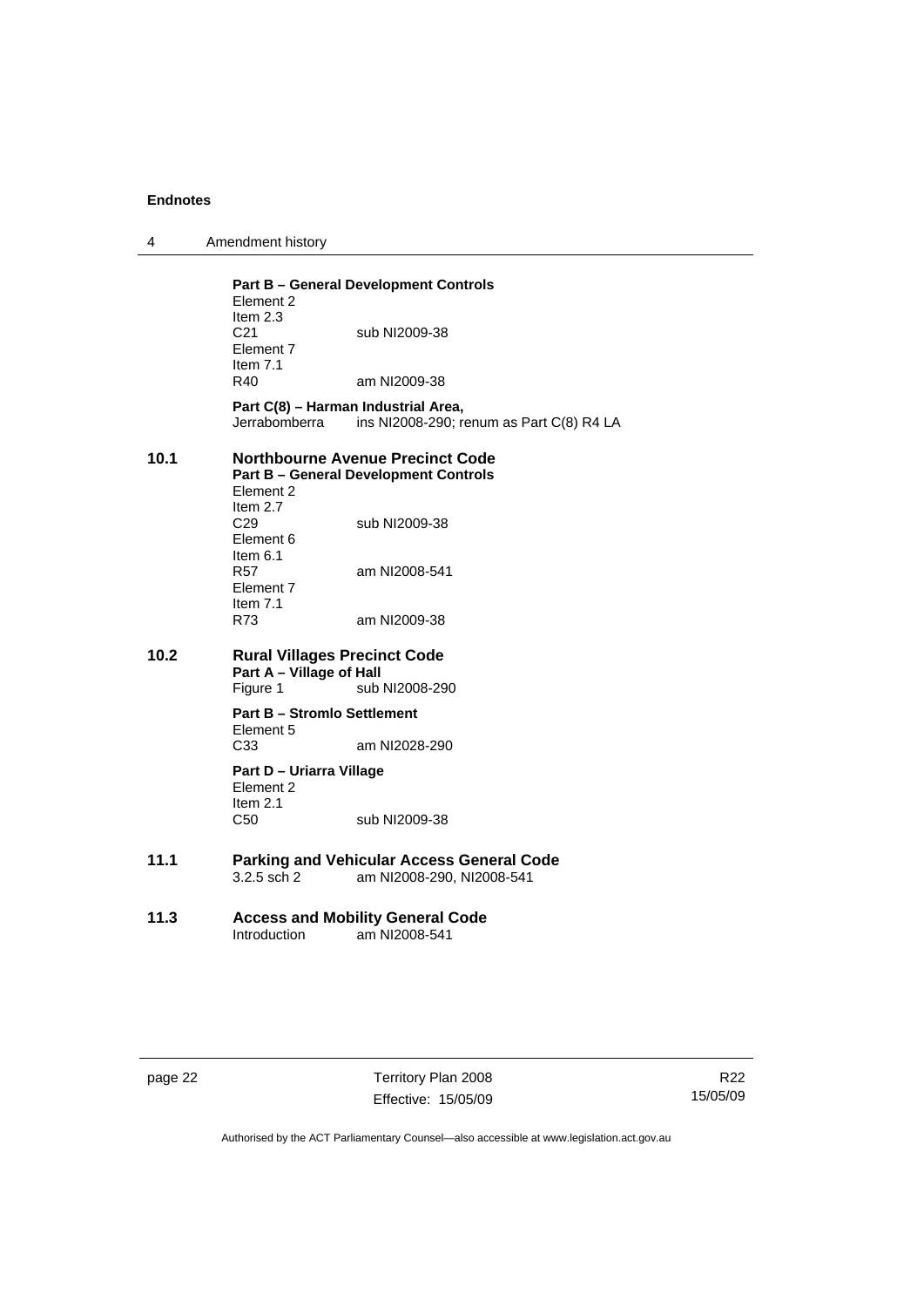**Part B – General Development Controls**
Element 2
Item 2.3
C21 sub NI2009-38
Element 7
Item 7.1
R40 am NI2009-38

**Part C(8) – Harman Industrial Area,**
Jerrabomberra ins NI2008-290; renum as Part C(8) R4 LA

## 10.1 Northbourne Avenue Precinct Code

**Part B – General Development Controls**
Element 2
Item 2.7
C29 sub NI2009-38
Element 6
Item 6.1
R57 am NI2008-541
Element 7
Item 7.1
R73 am NI2009-38

## 10.2 Rural Villages Precinct Code

**Part A – Village of Hall**
Figure 1 sub NI2008-290

**Part B – Stromlo Settlement**
Element 5
C33 am NI2028-290

**Part D – Uriarra Village**
Element 2
Item 2.1
C50 sub NI2009-38

## 11.1 Parking and Vehicular Access General Code

3.2.5 sch 2 am NI2008-290, NI2008-541

## 11.3 Access and Mobility General Code

Introduction am NI2008-541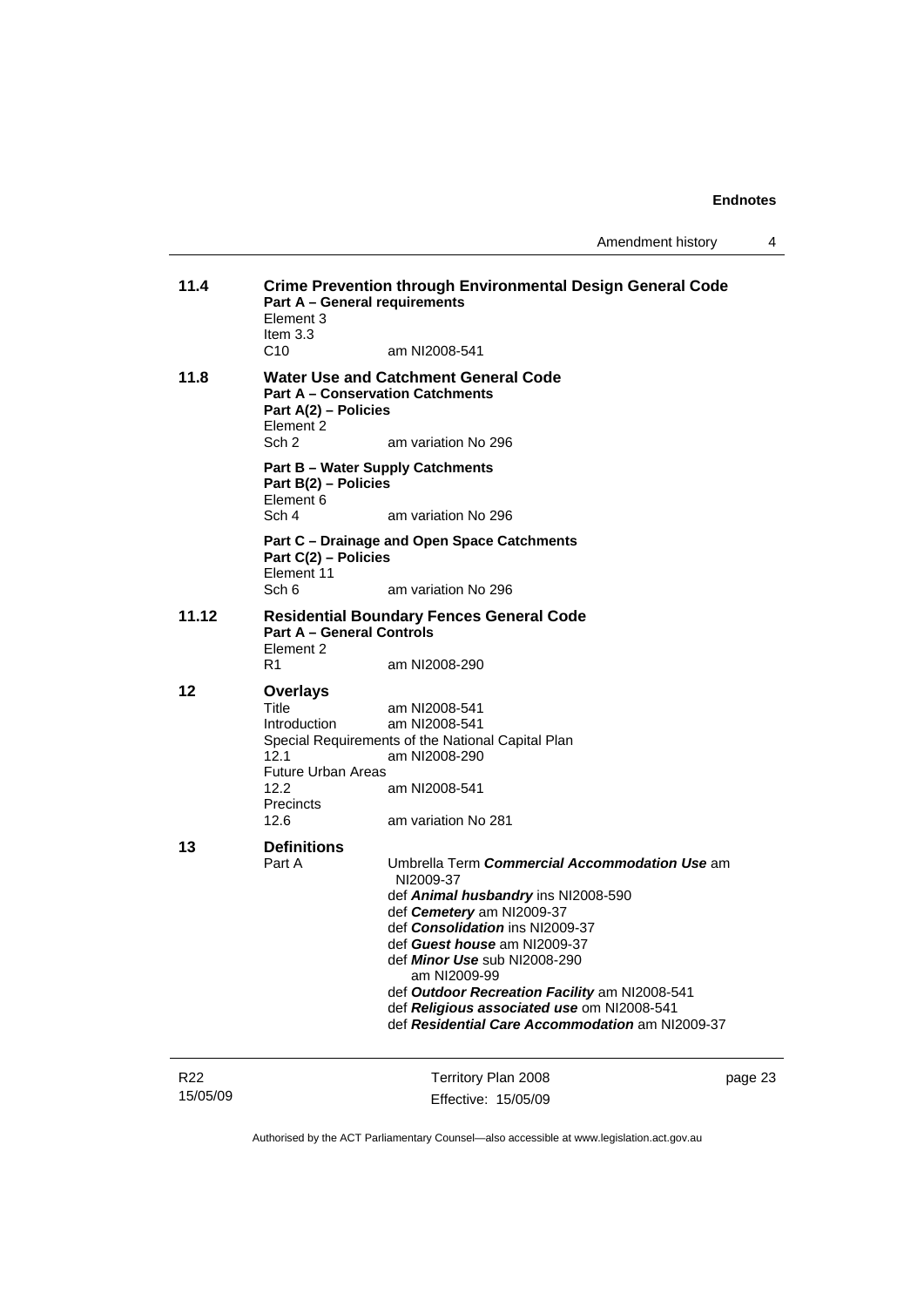**11.4** **Crime Prevention through Environmental Design General Code**
**Part A – General requirements**
Element 3
Item 3.3
C10 am NI2008-541

**11.8** **Water Use and Catchment General Code**
**Part A – Conservation Catchments**
**Part A(2) – Policies**
Element 2
Sch 2 am variation No 296

**Part B – Water Supply Catchments**
**Part B(2) – Policies**
Element 6
Sch 4 am variation No 296

**Part C – Drainage and Open Space Catchments**
**Part C(2) – Policies**
Element 11
Sch 6 am variation No 296

**11.12** **Residential Boundary Fences General Code**
**Part A – General Controls**
Element 2
R1 am NI2008-290

**12** **Overlays**
Title am NI2008-541
Introduction am NI2008-541
Special Requirements of the National Capital Plan
12.1 am NI2008-290
Future Urban Areas
12.2 am NI2008-541
Precincts
12.6 am variation No 281

**13** **Definitions**
Part A
Umbrella Term ***Commercial Accommodation Use*** am NI2009-37
def ***Animal husbandry*** ins NI2008-590
def ***Cemetery*** am NI2009-37
def ***Consolidation*** ins NI2009-37
def ***Guest house*** am NI2009-37
def ***Minor Use*** sub NI2008-290
am NI2009-99
def ***Outdoor Recreation Facility*** am NI2008-541
def ***Religious associated use*** om NI2008-541
def ***Residential Care Accommodation*** am NI2009-37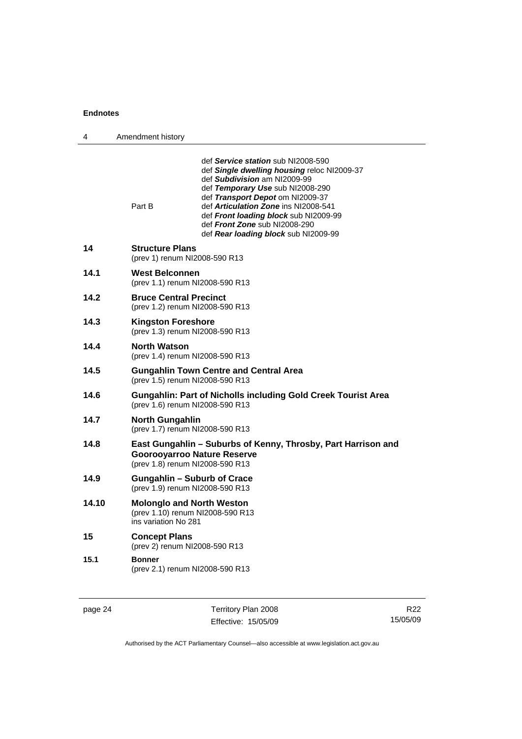def ***Service station*** sub NI2008-590
def ***Single dwelling housing*** reloc NI2009-37
def ***Subdivision*** am NI2009-99
def ***Temporary Use*** sub NI2008-290
def ***Transport Depot*** om NI2009-37

Part B
def ***Articulation Zone*** ins NI2008-541
def ***Front loading block*** sub NI2009-99
def ***Front Zone*** sub NI2008-290
def ***Rear loading block*** sub NI2009-99

**14 Structure Plans**
(prev 1) renum NI2008-590 R13

**14.1 West Belconnen**
(prev 1.1) renum NI2008-590 R13

**14.2 Bruce Central Precinct**
(prev 1.2) renum NI2008-590 R13

**14.3 Kingston Foreshore**
(prev 1.3) renum NI2008-590 R13

**14.4 North Watson**
(prev 1.4) renum NI2008-590 R13

**14.5 Gungahlin Town Centre and Central Area**
(prev 1.5) renum NI2008-590 R13

**14.6 Gungahlin: Part of Nicholls including Gold Creek Tourist Area**
(prev 1.6) renum NI2008-590 R13

**14.7 North Gungahlin**
(prev 1.7) renum NI2008-590 R13

**14.8 East Gungahlin – Suburbs of Kenny, Throsby, Part Harrison and Goorooyarroo Nature Reserve**
(prev 1.8) renum NI2008-590 R13

**14.9 Gungahlin – Suburb of Crace**
(prev 1.9) renum NI2008-590 R13

**14.10 Molonglo and North Weston**
(prev 1.10) renum NI2008-590 R13
ins variation No 281

**15 Concept Plans**
(prev 2) renum NI2008-590 R13

**15.1 Bonner**
(prev 2.1) renum NI2008-590 R13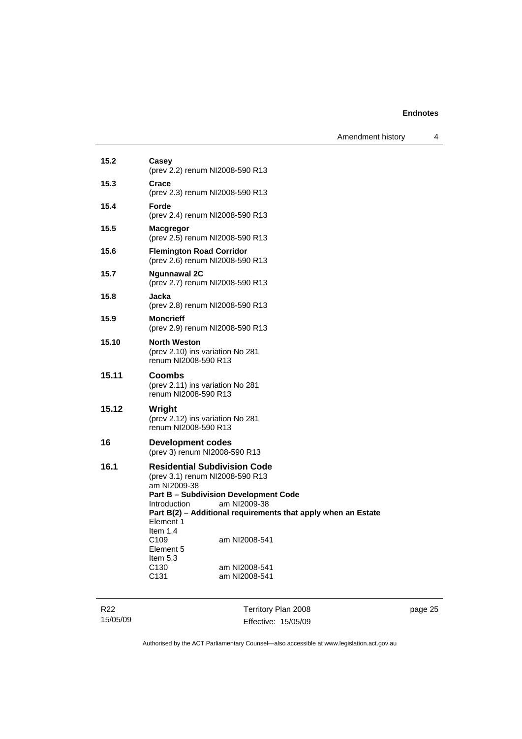**15.2** **Casey**
(prev 2.2) renum NI2008-590 R13

**15.3** **Crace**
(prev 2.3) renum NI2008-590 R13

**15.4** **Forde**
(prev 2.4) renum NI2008-590 R13

**15.5** **Macgregor**
(prev 2.5) renum NI2008-590 R13

**15.6** **Flemington Road Corridor**
(prev 2.6) renum NI2008-590 R13

**15.7** **Ngunnawal 2C**
(prev 2.7) renum NI2008-590 R13

**15.8** **Jacka**
(prev 2.8) renum NI2008-590 R13

**15.9** **Moncrieff**
(prev 2.9) renum NI2008-590 R13

**15.10** **North Weston**
(prev 2.10) ins variation No 281
renum NI2008-590 R13

**15.11** **Coombs**
(prev 2.11) ins variation No 281
renum NI2008-590 R13

**15.12** **Wright**
(prev 2.12) ins variation No 281
renum NI2008-590 R13

**16** **Development codes**
(prev 3) renum NI2008-590 R13

**16.1** **Residential Subdivision Code**
(prev 3.1) renum NI2008-590 R13
am NI2009-38
**Part B – Subdivision Development Code**
Introduction am NI2009-38
**Part B(2) – Additional requirements that apply when an Estate**
Element 1
Item 1.4
C109 am NI2008-541
Element 5
Item 5.3
C130 am NI2008-541
C131 am NI2008-541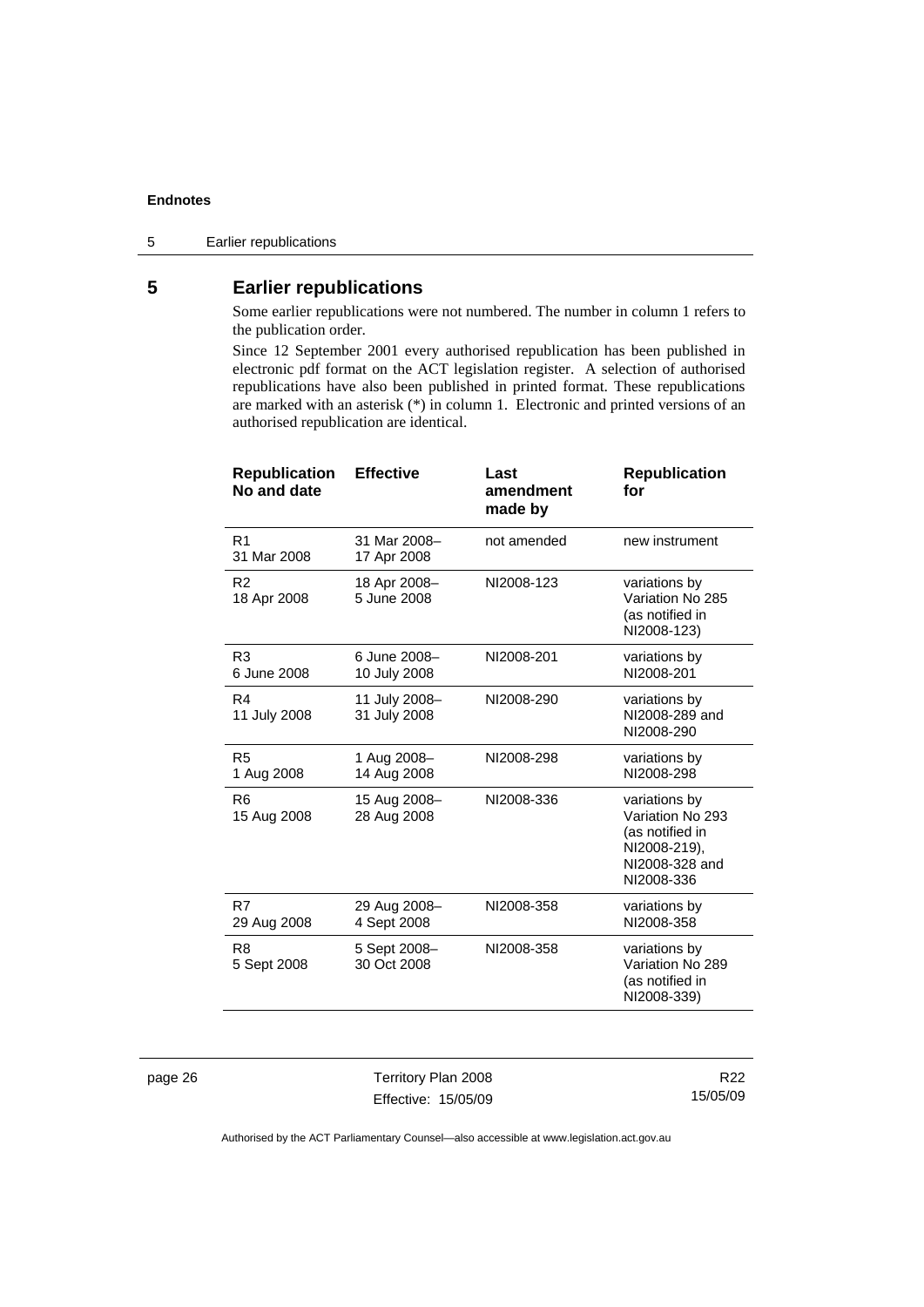## 5 Earlier republications

Some earlier republications were not numbered. The number in column 1 refers to the publication order.

Since 12 September 2001 every authorised republication has been published in electronic pdf format on the ACT legislation register. A selection of authorised republications have also been published in printed format. These republications are marked with an asterisk (*) in column 1. Electronic and printed versions of an authorised republication are identical.

| Republication No and date | Effective | Last amendment made by | Republication for |
|---|---|---|---|
| R1 31 Mar 2008 | 31 Mar 2008– 17 Apr 2008 | not amended | new instrument |
| R2 18 Apr 2008 | 18 Apr 2008– 5 June 2008 | NI2008-123 | variations by Variation No 285 (as notified in NI2008-123) |
| R3 6 June 2008 | 6 June 2008– 10 July 2008 | NI2008-201 | variations by NI2008-201 |
| R4 11 July 2008 | 11 July 2008– 31 July 2008 | NI2008-290 | variations by NI2008-289 and NI2008-290 |
| R5 1 Aug 2008 | 1 Aug 2008– 14 Aug 2008 | NI2008-298 | variations by NI2008-298 |
| R6 15 Aug 2008 | 15 Aug 2008– 28 Aug 2008 | NI2008-336 | variations by Variation No 293 (as notified in NI2008-219), NI2008-328 and NI2008-336 |
| R7 29 Aug 2008 | 29 Aug 2008– 4 Sept 2008 | NI2008-358 | variations by NI2008-358 |
| R8 5 Sept 2008 | 5 Sept 2008– 30 Oct 2008 | NI2008-358 | variations by Variation No 289 (as notified in NI2008-339) |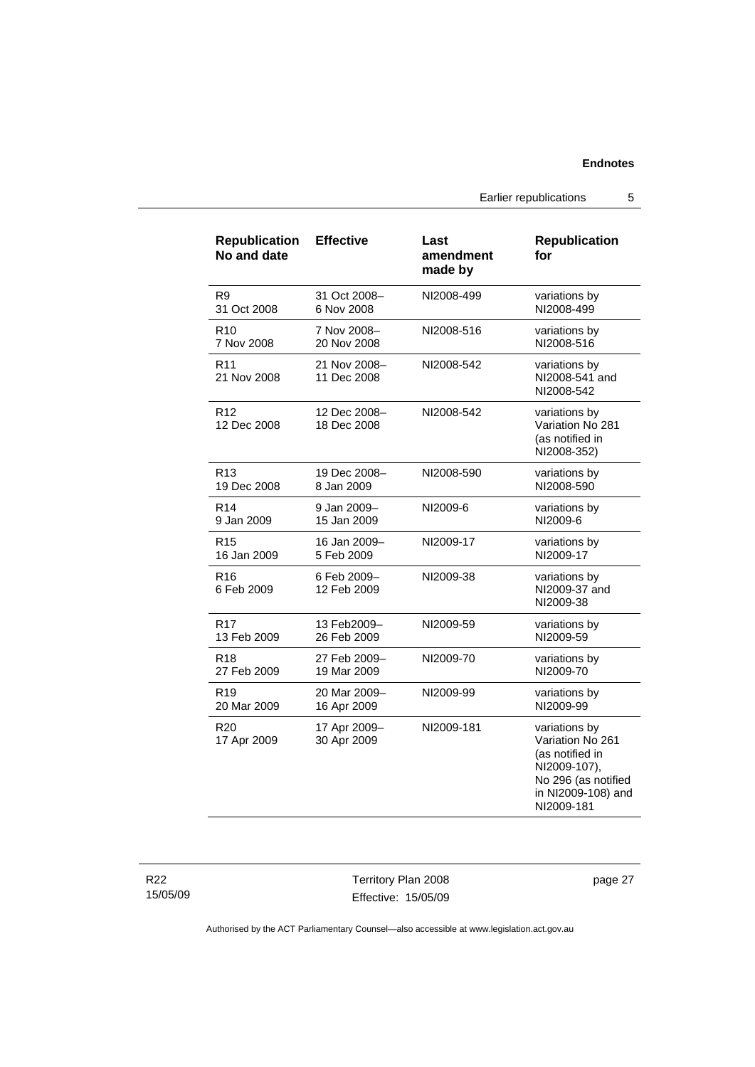| Republication No and date | Effective | Last amendment made by | Republication for |
|---|---|---|---|
| R9 31 Oct 2008 | 31 Oct 2008– 6 Nov 2008 | NI2008-499 | variations by NI2008-499 |
| R10 7 Nov 2008 | 7 Nov 2008– 20 Nov 2008 | NI2008-516 | variations by NI2008-516 |
| R11 21 Nov 2008 | 21 Nov 2008– 11 Dec 2008 | NI2008-542 | variations by NI2008-541 and NI2008-542 |
| R12 12 Dec 2008 | 12 Dec 2008– 18 Dec 2008 | NI2008-542 | variations by Variation No 281 (as notified in NI2008-352) |
| R13 19 Dec 2008 | 19 Dec 2008– 8 Jan 2009 | NI2008-590 | variations by NI2008-590 |
| R14 9 Jan 2009 | 9 Jan 2009– 15 Jan 2009 | NI2009-6 | variations by NI2009-6 |
| R15 16 Jan 2009 | 16 Jan 2009– 5 Feb 2009 | NI2009-17 | variations by NI2009-17 |
| R16 6 Feb 2009 | 6 Feb 2009– 12 Feb 2009 | NI2009-38 | variations by NI2009-37 and NI2009-38 |
| R17 13 Feb 2009 | 13 Feb2009– 26 Feb 2009 | NI2009-59 | variations by NI2009-59 |
| R18 27 Feb 2009 | 27 Feb 2009– 19 Mar 2009 | NI2009-70 | variations by NI2009-70 |
| R19 20 Mar 2009 | 20 Mar 2009– 16 Apr 2009 | NI2009-99 | variations by NI2009-99 |
| R20 17 Apr 2009 | 17 Apr 2009– 30 Apr 2009 | NI2009-181 | variations by Variation No 261 (as notified in NI2009-107), No 296 (as notified in NI2009-108) and NI2009-181 |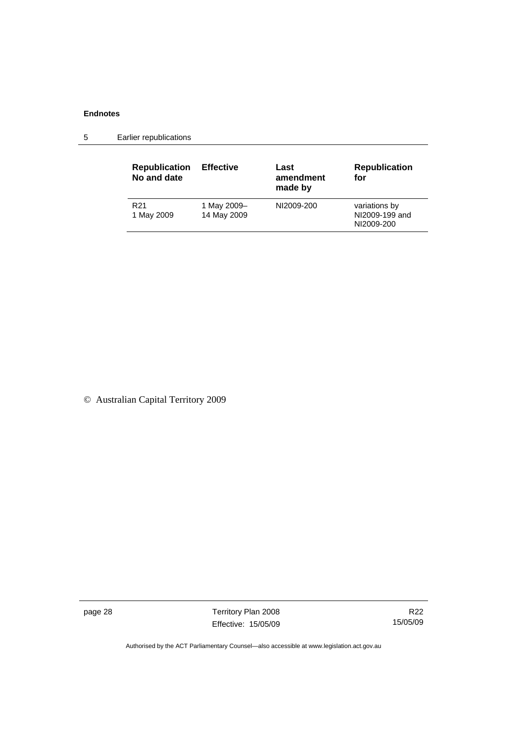## 5 Earlier republications

| Republication No and date | Effective | Last amendment made by | Republication for |
|---|---|---|---|
| R21<br>1 May 2009 | 1 May 2009–<br>14 May 2009 | NI2009-200 | variations by NI2009-199 and NI2009-200 |

© Australian Capital Territory 2009